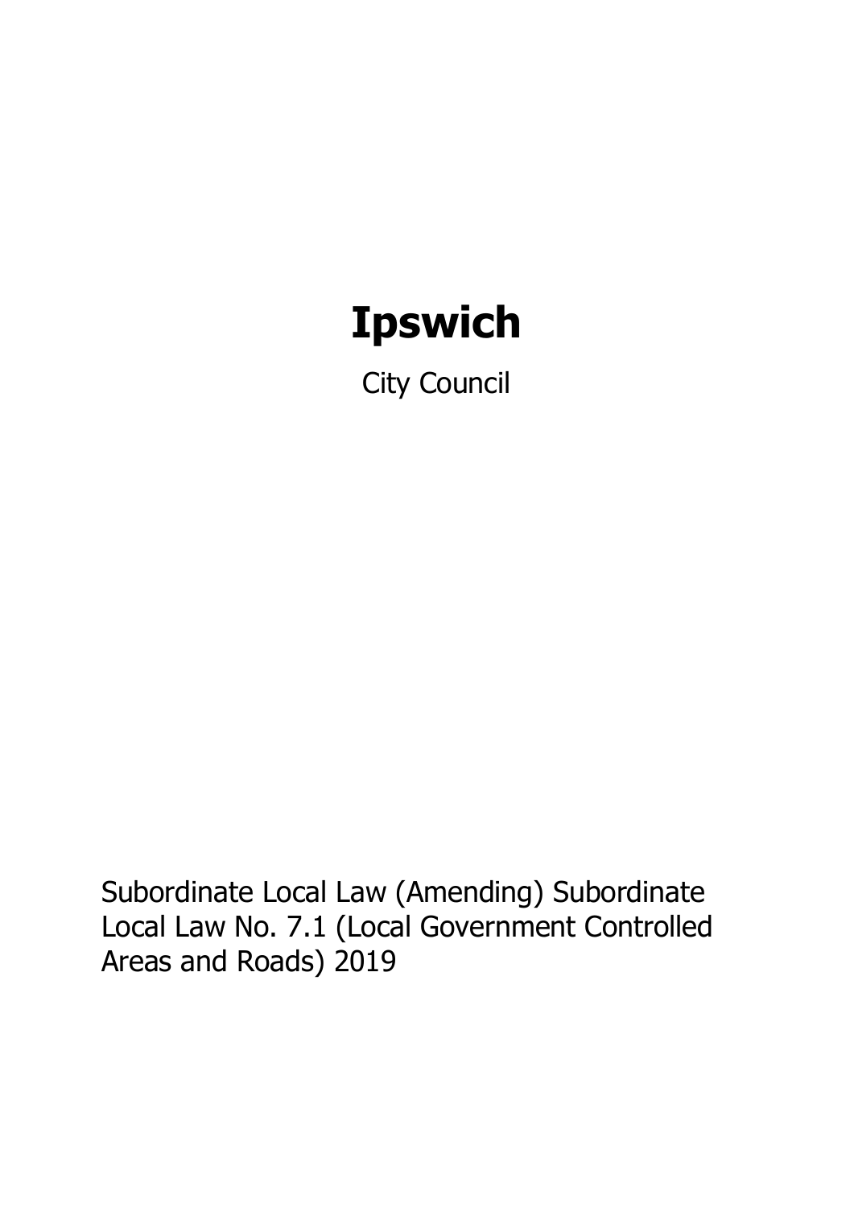# Ipswich

City Council

Subordinate Local Law (Amending) Subordinate Local Law No. 7.1 (Local Government Controlled Areas and Roads) 2019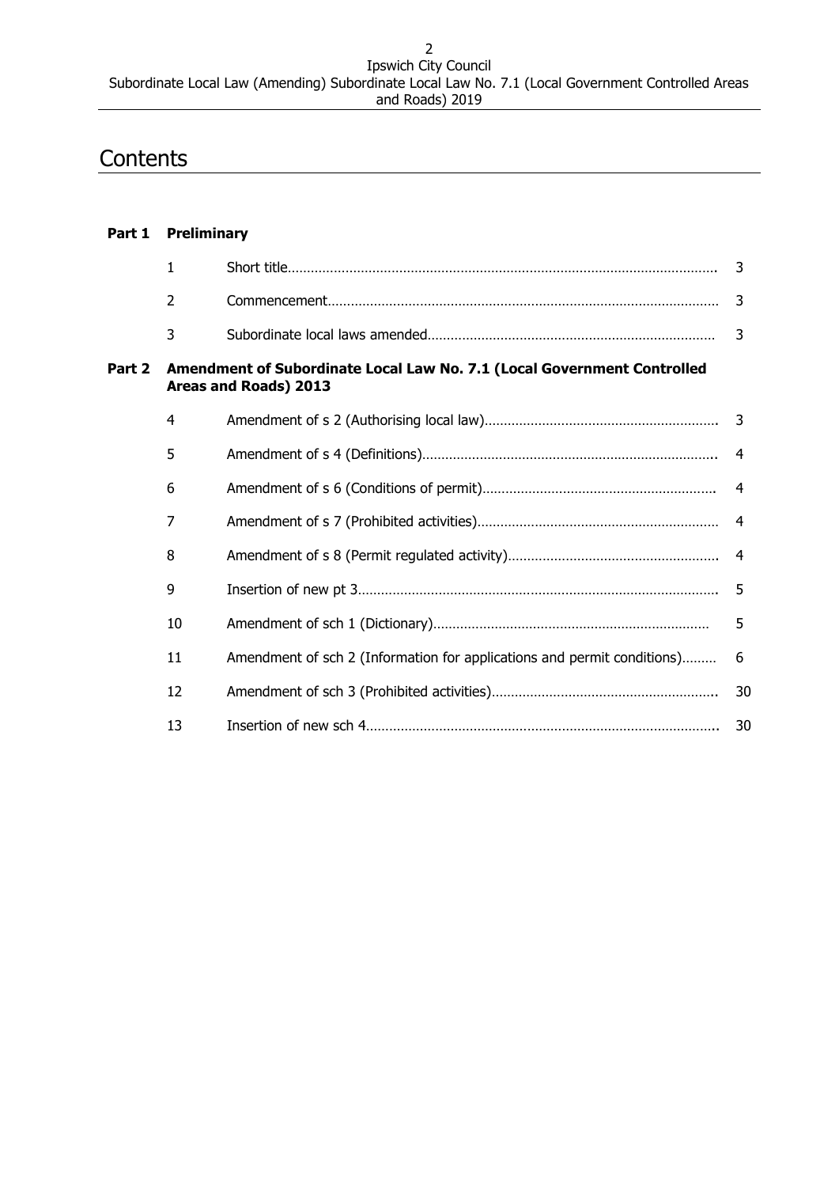# Contents

| | | | |
|---|---|---|---|
| **Part 1** | **Preliminary** | | |
| | 1 | Short title | 3 |
| | 2 | Commencement | 3 |
| | 3 | Subordinate local laws amended | 3 |
| **Part 2** | **Amendment of Subordinate Local Law No. 7.1 (Local Government Controlled Areas and Roads) 2013** | | |
| | 4 | Amendment of s 2 (Authorising local law) | 3 |
| | 5 | Amendment of s 4 (Definitions) | 4 |
| | 6 | Amendment of s 6 (Conditions of permit) | 4 |
| | 7 | Amendment of s 7 (Prohibited activities) | 4 |
| | 8 | Amendment of s 8 (Permit regulated activity) | 4 |
| | 9 | Insertion of new pt 3 | 5 |
| | 10 | Amendment of sch 1 (Dictionary) | 5 |
| | 11 | Amendment of sch 2 (Information for applications and permit conditions) | 6 |
| | 12 | Amendment of sch 3 (Prohibited activities) | 30 |
| | 13 | Insertion of new sch 4 | 30 |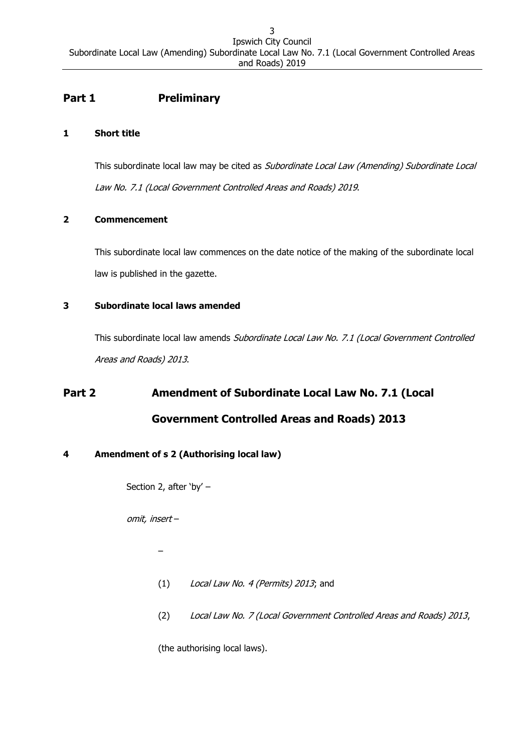## Part 1 Preliminary

### 1 Short title

This subordinate local law may be cited as *Subordinate Local Law (Amending) Subordinate Local Law No. 7.1 (Local Government Controlled Areas and Roads) 2019*.

### 2 Commencement

This subordinate local law commences on the date notice of the making of the subordinate local law is published in the gazette.

### 3 Subordinate local laws amended

This subordinate local law amends *Subordinate Local Law No. 7.1 (Local Government Controlled Areas and Roads) 2013*.

## Part 2 Amendment of Subordinate Local Law No. 7.1 (Local Government Controlled Areas and Roads) 2013

### 4 Amendment of s 2 (Authorising local law)

Section 2, after 'by' –

*omit, insert* –

–

(1) *Local Law No. 4 (Permits) 2013*; and

(2) *Local Law No. 7 (Local Government Controlled Areas and Roads) 2013*,

(the authorising local laws).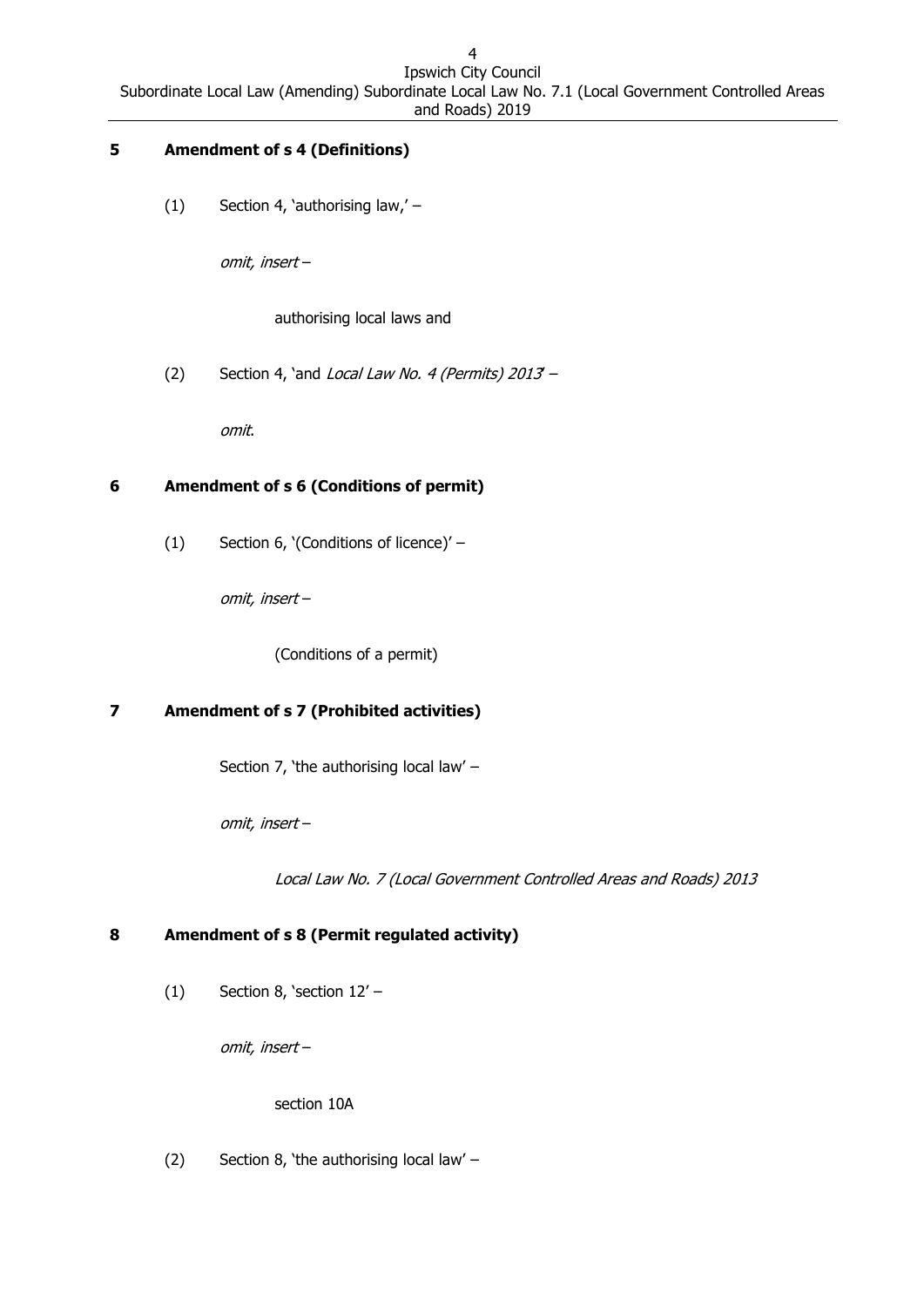## 5 Amendment of s 4 (Definitions)

(1) Section 4, 'authorising law,' –

*omit, insert* –

authorising local laws and

(2) Section 4, 'and *Local Law No. 4 (Permits) 2013*' –

*omit*.

## 6 Amendment of s 6 (Conditions of permit)

(1) Section 6, '(Conditions of licence)' –

*omit, insert* –

(Conditions of a permit)

## 7 Amendment of s 7 (Prohibited activities)

Section 7, 'the authorising local law' –

*omit, insert* –

*Local Law No. 7 (Local Government Controlled Areas and Roads) 2013*

## 8 Amendment of s 8 (Permit regulated activity)

(1) Section 8, 'section 12' –

*omit, insert* –

section 10A

(2) Section 8, 'the authorising local law' –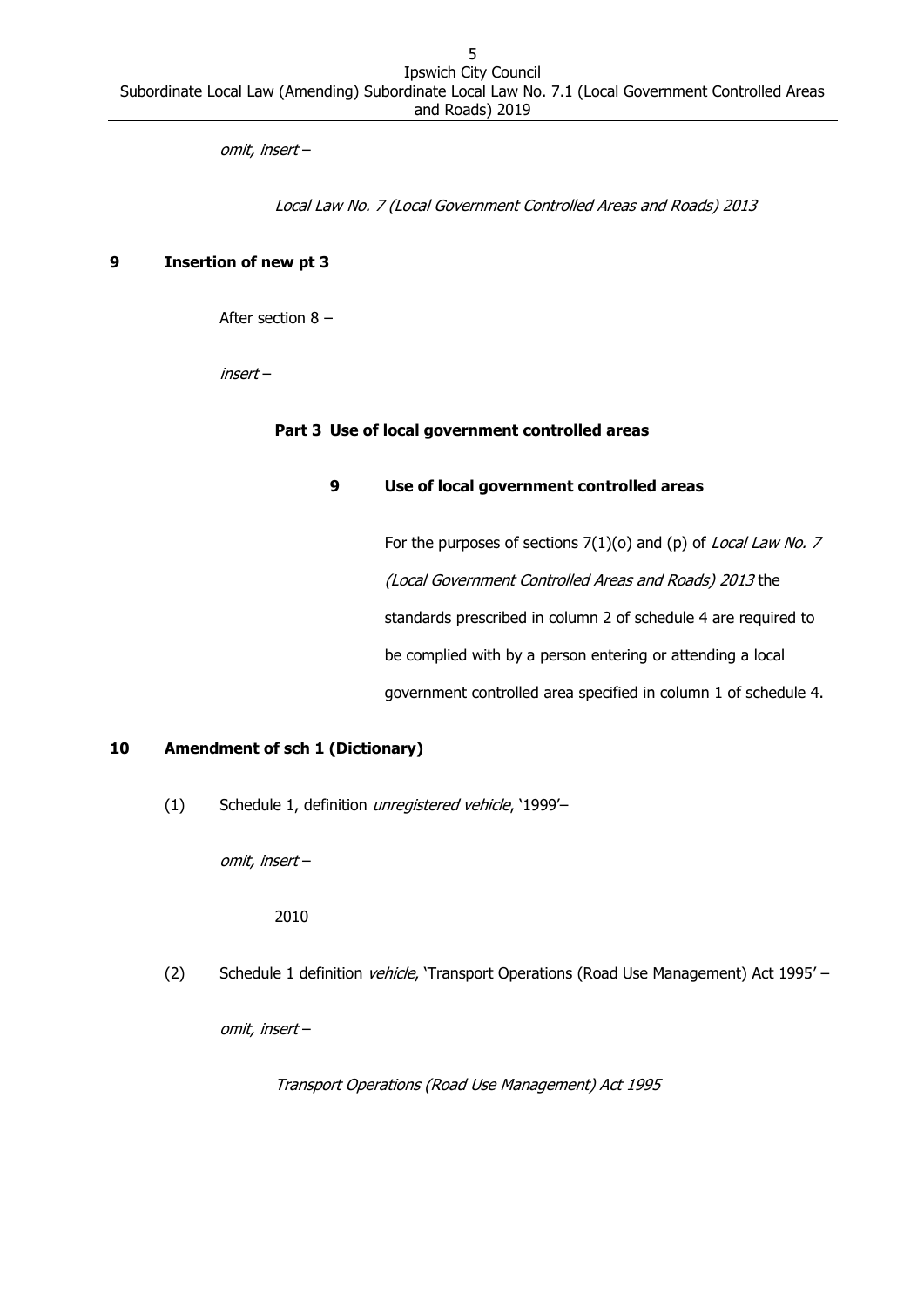*omit, insert* –

*Local Law No. 7 (Local Government Controlled Areas and Roads) 2013*

**9 Insertion of new pt 3**

After section 8 –

*insert* –

**Part 3 Use of local government controlled areas**

**9 Use of local government controlled areas**

For the purposes of sections 7(1)(o) and (p) of *Local Law No. 7 (Local Government Controlled Areas and Roads) 2013* the standards prescribed in column 2 of schedule 4 are required to be complied with by a person entering or attending a local government controlled area specified in column 1 of schedule 4.

**10 Amendment of sch 1 (Dictionary)**

(1) Schedule 1, definition *unregistered vehicle*, '1999'–

*omit, insert* –

2010

(2) Schedule 1 definition *vehicle*, 'Transport Operations (Road Use Management) Act 1995' –

*omit, insert* –

*Transport Operations (Road Use Management) Act 1995*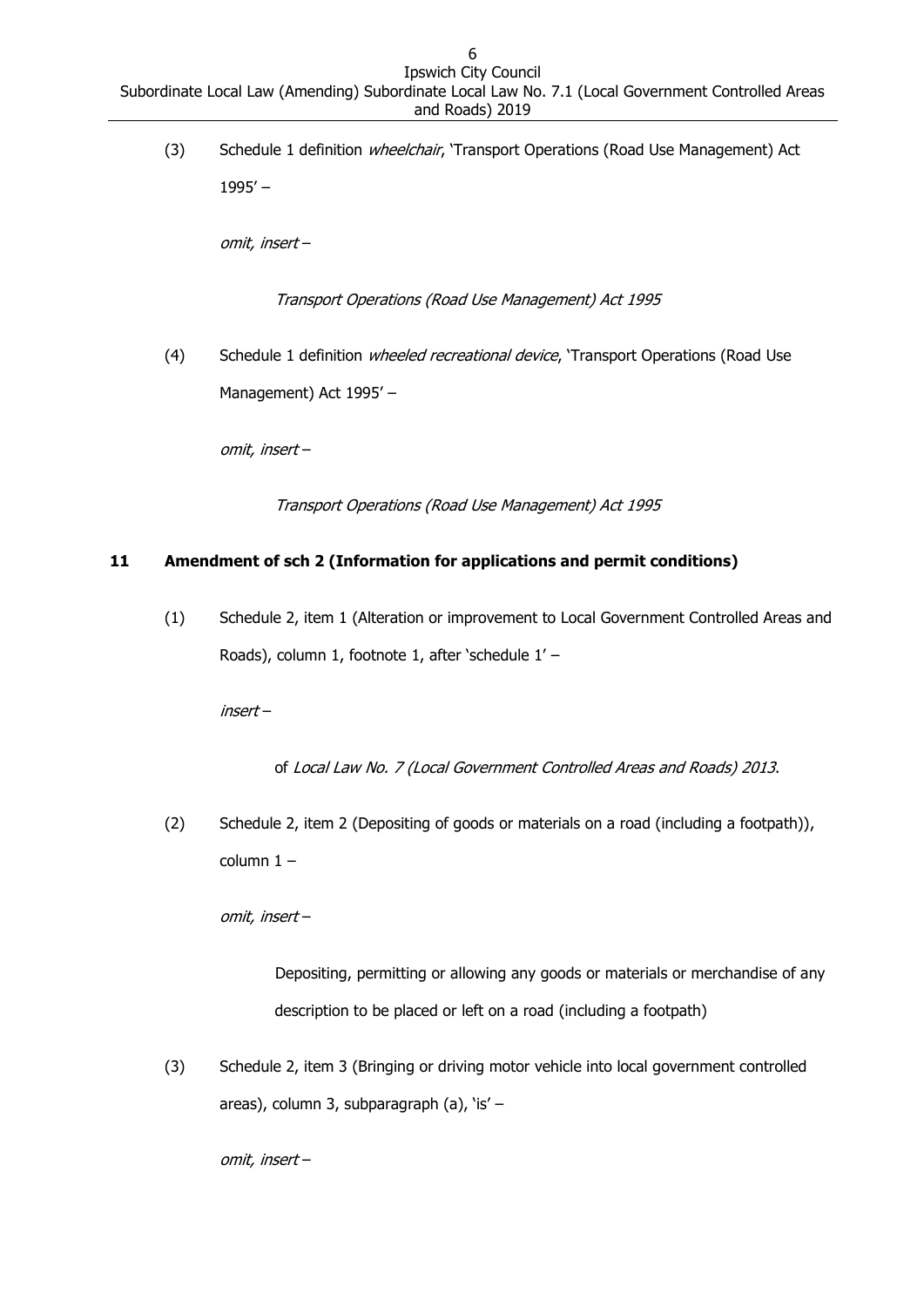(3) Schedule 1 definition *wheelchair*, 'Transport Operations (Road Use Management) Act 1995' –

*omit, insert* –

*Transport Operations (Road Use Management) Act 1995*

(4) Schedule 1 definition *wheeled recreational device*, 'Transport Operations (Road Use Management) Act 1995' –

*omit, insert* –

*Transport Operations (Road Use Management) Act 1995*

## 11 Amendment of sch 2 (Information for applications and permit conditions)

(1) Schedule 2, item 1 (Alteration or improvement to Local Government Controlled Areas and Roads), column 1, footnote 1, after 'schedule 1' –

*insert* –

of *Local Law No. 7 (Local Government Controlled Areas and Roads) 2013*.

(2) Schedule 2, item 2 (Depositing of goods or materials on a road (including a footpath)), column 1 –

*omit, insert* –

Depositing, permitting or allowing any goods or materials or merchandise of any description to be placed or left on a road (including a footpath)

(3) Schedule 2, item 3 (Bringing or driving motor vehicle into local government controlled areas), column 3, subparagraph (a), 'is' –

*omit, insert* –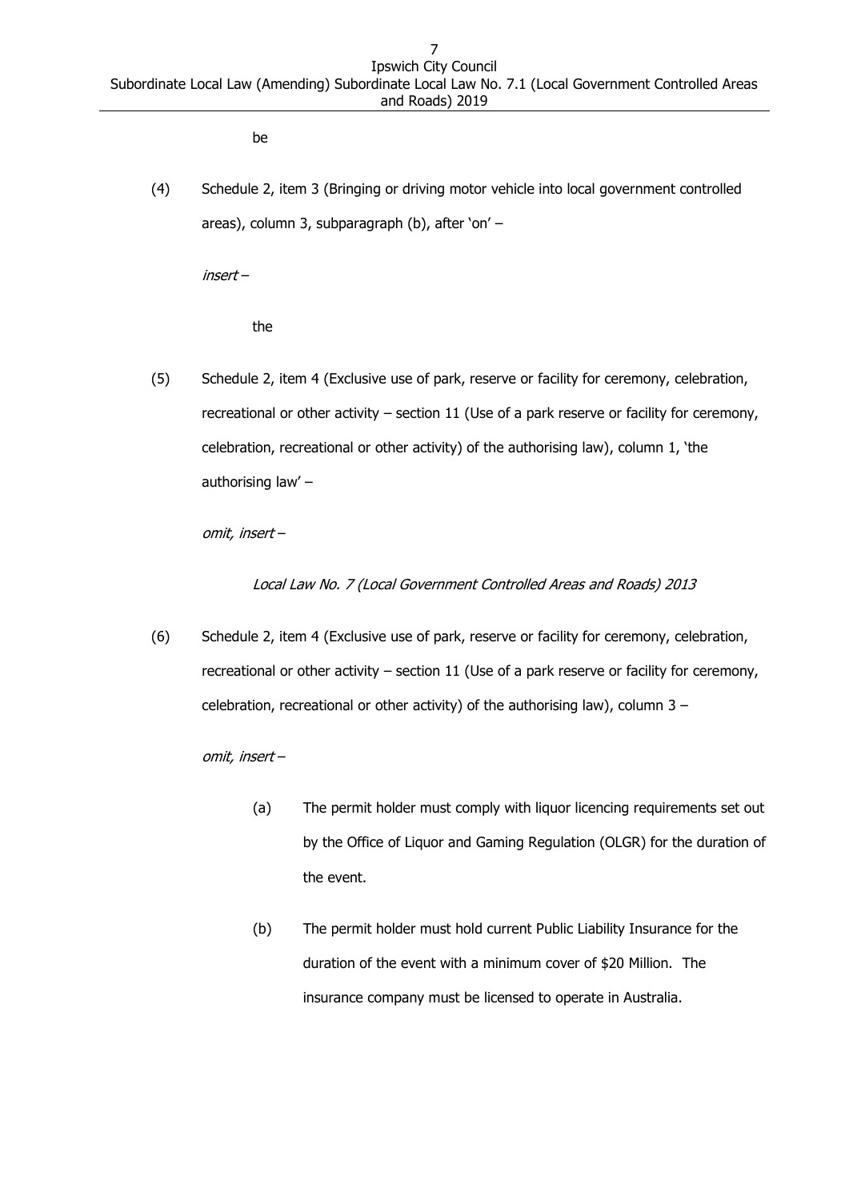be

(4) Schedule 2, item 3 (Bringing or driving motor vehicle into local government controlled areas), column 3, subparagraph (b), after 'on' –

*insert* –

the

(5) Schedule 2, item 4 (Exclusive use of park, reserve or facility for ceremony, celebration, recreational or other activity – section 11 (Use of a park reserve or facility for ceremony, celebration, recreational or other activity) of the authorising law), column 1, 'the authorising law' –

*omit, insert* –

*Local Law No. 7 (Local Government Controlled Areas and Roads) 2013*

(6) Schedule 2, item 4 (Exclusive use of park, reserve or facility for ceremony, celebration, recreational or other activity – section 11 (Use of a park reserve or facility for ceremony, celebration, recreational or other activity) of the authorising law), column 3 –

*omit, insert* –

(a) The permit holder must comply with liquor licencing requirements set out by the Office of Liquor and Gaming Regulation (OLGR) for the duration of the event.

(b) The permit holder must hold current Public Liability Insurance for the duration of the event with a minimum cover of $20 Million. The insurance company must be licensed to operate in Australia.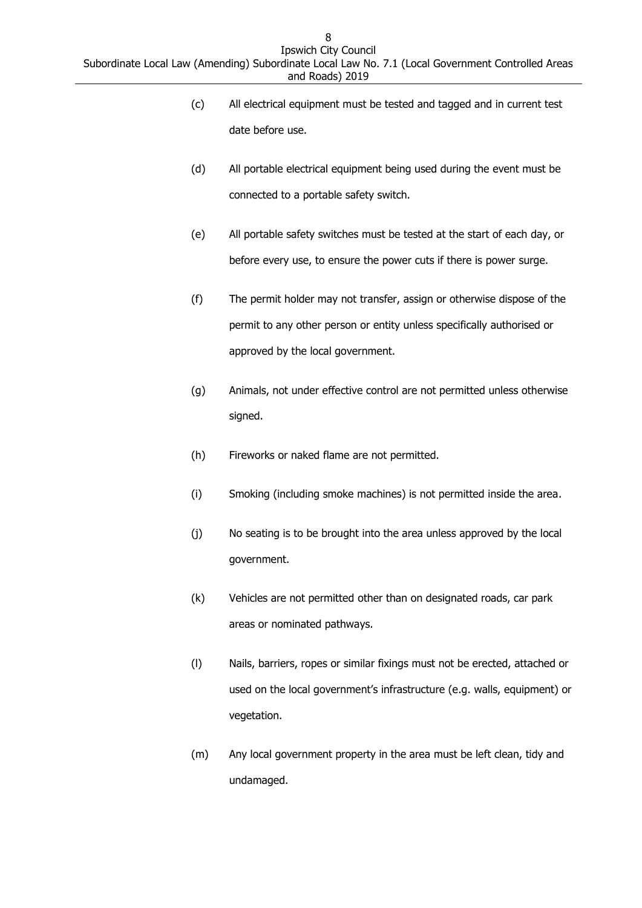(c) All electrical equipment must be tested and tagged and in current test date before use.

(d) All portable electrical equipment being used during the event must be connected to a portable safety switch.

(e) All portable safety switches must be tested at the start of each day, or before every use, to ensure the power cuts if there is power surge.

(f) The permit holder may not transfer, assign or otherwise dispose of the permit to any other person or entity unless specifically authorised or approved by the local government.

(g) Animals, not under effective control are not permitted unless otherwise signed.

(h) Fireworks or naked flame are not permitted.

(i) Smoking (including smoke machines) is not permitted inside the area.

(j) No seating is to be brought into the area unless approved by the local government.

(k) Vehicles are not permitted other than on designated roads, car park areas or nominated pathways.

(l) Nails, barriers, ropes or similar fixings must not be erected, attached or used on the local government's infrastructure (e.g. walls, equipment) or vegetation.

(m) Any local government property in the area must be left clean, tidy and undamaged.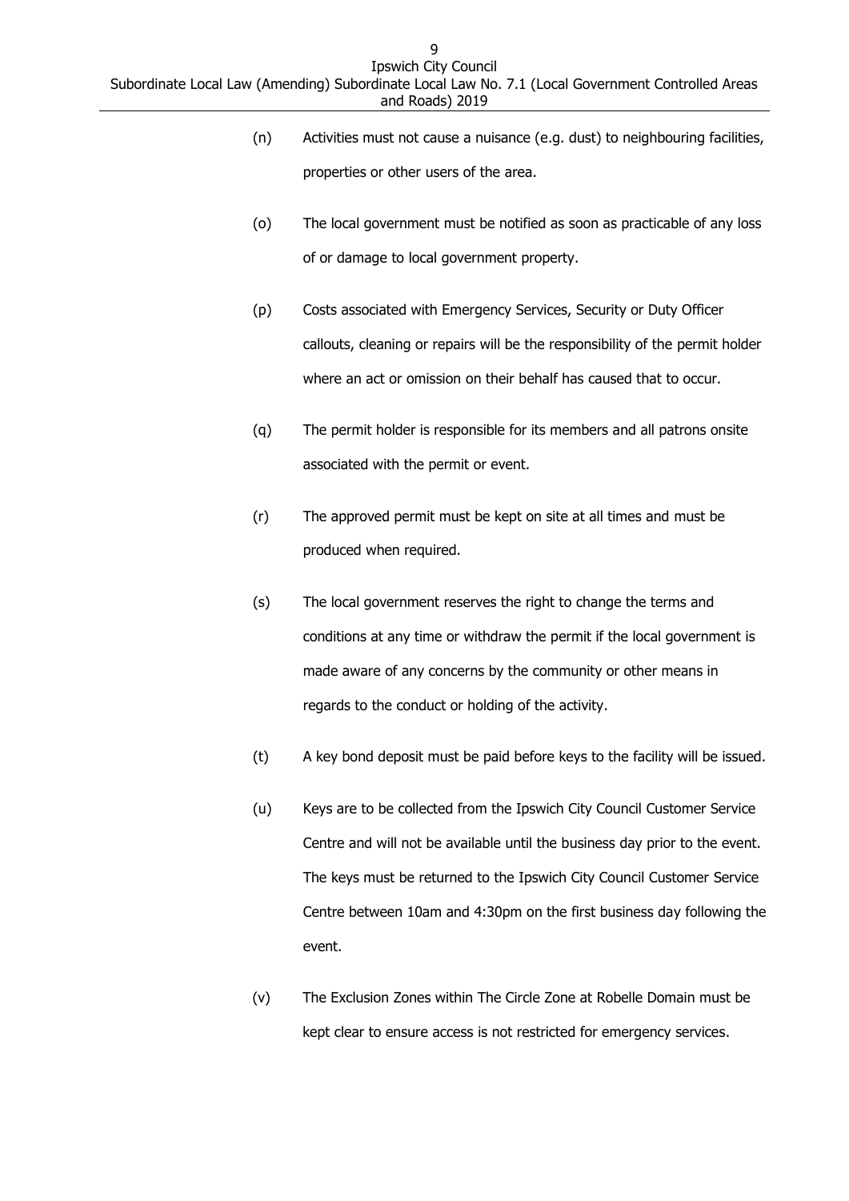(n) Activities must not cause a nuisance (e.g. dust) to neighbouring facilities, properties or other users of the area.

(o) The local government must be notified as soon as practicable of any loss of or damage to local government property.

(p) Costs associated with Emergency Services, Security or Duty Officer callouts, cleaning or repairs will be the responsibility of the permit holder where an act or omission on their behalf has caused that to occur.

(q) The permit holder is responsible for its members and all patrons onsite associated with the permit or event.

(r) The approved permit must be kept on site at all times and must be produced when required.

(s) The local government reserves the right to change the terms and conditions at any time or withdraw the permit if the local government is made aware of any concerns by the community or other means in regards to the conduct or holding of the activity.

(t) A key bond deposit must be paid before keys to the facility will be issued.

(u) Keys are to be collected from the Ipswich City Council Customer Service Centre and will not be available until the business day prior to the event. The keys must be returned to the Ipswich City Council Customer Service Centre between 10am and 4:30pm on the first business day following the event.

(v) The Exclusion Zones within The Circle Zone at Robelle Domain must be kept clear to ensure access is not restricted for emergency services.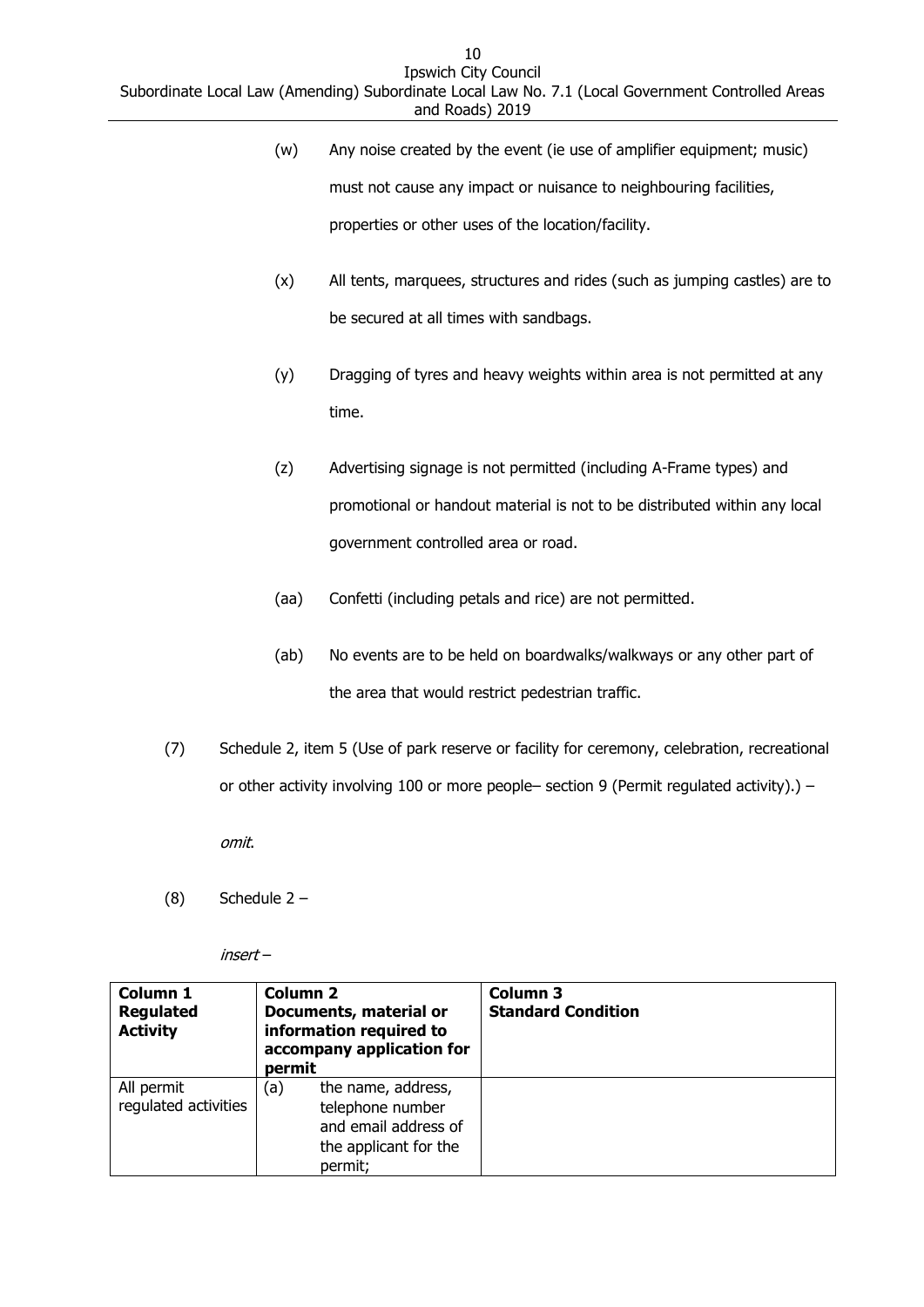(w) Any noise created by the event (ie use of amplifier equipment; music) must not cause any impact or nuisance to neighbouring facilities, properties or other uses of the location/facility.

(x) All tents, marquees, structures and rides (such as jumping castles) are to be secured at all times with sandbags.

(y) Dragging of tyres and heavy weights within area is not permitted at any time.

(z) Advertising signage is not permitted (including A-Frame types) and promotional or handout material is not to be distributed within any local government controlled area or road.

(aa) Confetti (including petals and rice) are not permitted.

(ab) No events are to be held on boardwalks/walkways or any other part of the area that would restrict pedestrian traffic.

(7) Schedule 2, item 5 (Use of park reserve or facility for ceremony, celebration, recreational or other activity involving 100 or more people– section 9 (Permit regulated activity).) –

*omit*.

(8) Schedule 2 –

*insert* –

| **Column 1 Regulated Activity** | **Column 2 Documents, material or information required to accompany application for permit** | **Column 3 Standard Condition** |
|---|---|---|
| All permit regulated activities | (a) the name, address, telephone number and email address of the applicant for the permit; | |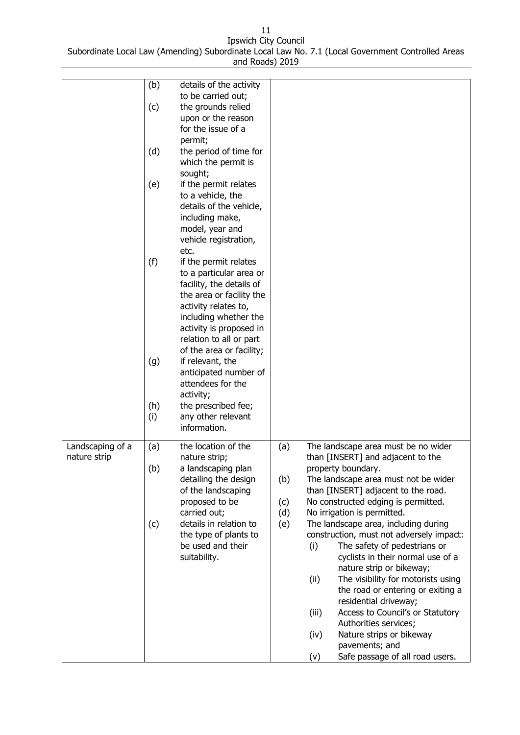| | | |
|---|---|---|
| | (b) details of the activity to be carried out;<br>(c) the grounds relied upon or the reason for the issue of a permit;<br>(d) the period of time for which the permit is sought;<br>(e) if the permit relates to a vehicle, the details of the vehicle, including make, model, year and vehicle registration, etc.<br>(f) if the permit relates to a particular area or facility, the details of the area or facility the activity relates to, including whether the activity is proposed in relation to all or part of the area or facility;<br>(g) if relevant, the anticipated number of attendees for the activity;<br>(h) the prescribed fee;<br>(i) any other relevant information. | |
| Landscaping of a nature strip | (a) the location of the nature strip;<br>(b) a landscaping plan detailing the design of the landscaping proposed to be carried out;<br>(c) details in relation to the type of plants to be used and their suitability. | (a) The landscape area must be no wider than [INSERT] and adjacent to the property boundary.<br>(b) The landscape area must not be wider than [INSERT] adjacent to the road.<br>(c) No constructed edging is permitted.<br>(d) No irrigation is permitted.<br>(e) The landscape area, including during construction, must not adversely impact:<br>(i) The safety of pedestrians or cyclists in their normal use of a nature strip or bikeway;<br>(ii) The visibility for motorists using the road or entering or exiting a residential driveway;<br>(iii) Access to Council's or Statutory Authorities services;<br>(iv) Nature strips or bikeway pavements; and<br>(v) Safe passage of all road users. |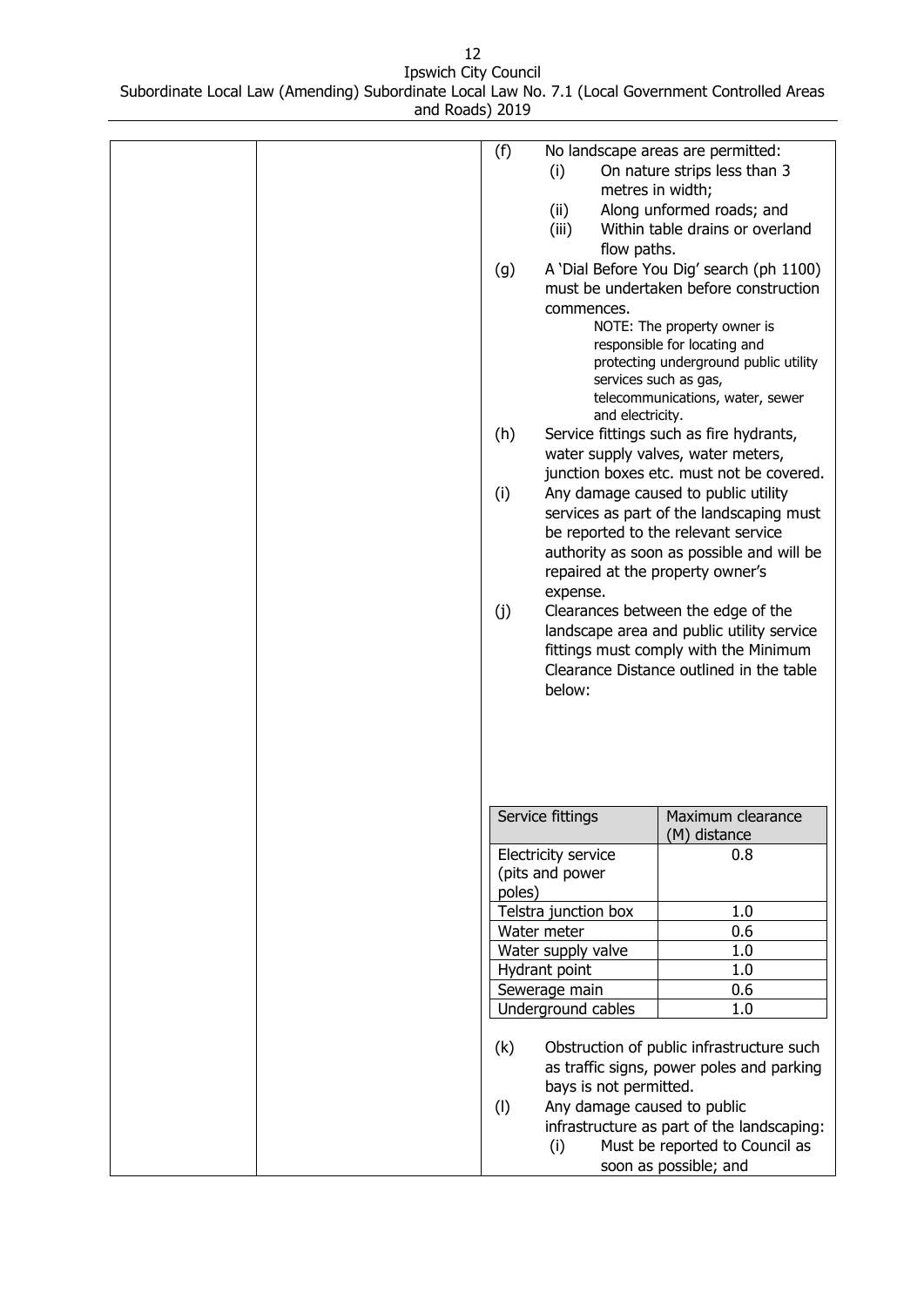(f) No landscape areas are permitted:
   (i) On nature strips less than 3 metres in width;
   (ii) Along unformed roads; and
   (iii) Within table drains or overland flow paths.

(g) A 'Dial Before You Dig' search (ph 1100) must be undertaken before construction commences.

   NOTE: The property owner is responsible for locating and protecting underground public utility services such as gas, telecommunications, water, sewer and electricity.

(h) Service fittings such as fire hydrants, water supply valves, water meters, junction boxes etc. must not be covered.

(i) Any damage caused to public utility services as part of the landscaping must be reported to the relevant service authority as soon as possible and will be repaired at the property owner's expense.

(j) Clearances between the edge of the landscape area and public utility service fittings must comply with the Minimum Clearance Distance outlined in the table below:

| Service fittings | Maximum clearance (M) distance |
|---|---|
| Electricity service (pits and power poles) | 0.8 |
| Telstra junction box | 1.0 |
| Water meter | 0.6 |
| Water supply valve | 1.0 |
| Hydrant point | 1.0 |
| Sewerage main | 0.6 |
| Underground cables | 1.0 |

(k) Obstruction of public infrastructure such as traffic signs, power poles and parking bays is not permitted.

(l) Any damage caused to public infrastructure as part of the landscaping:
   (i) Must be reported to Council as soon as possible; and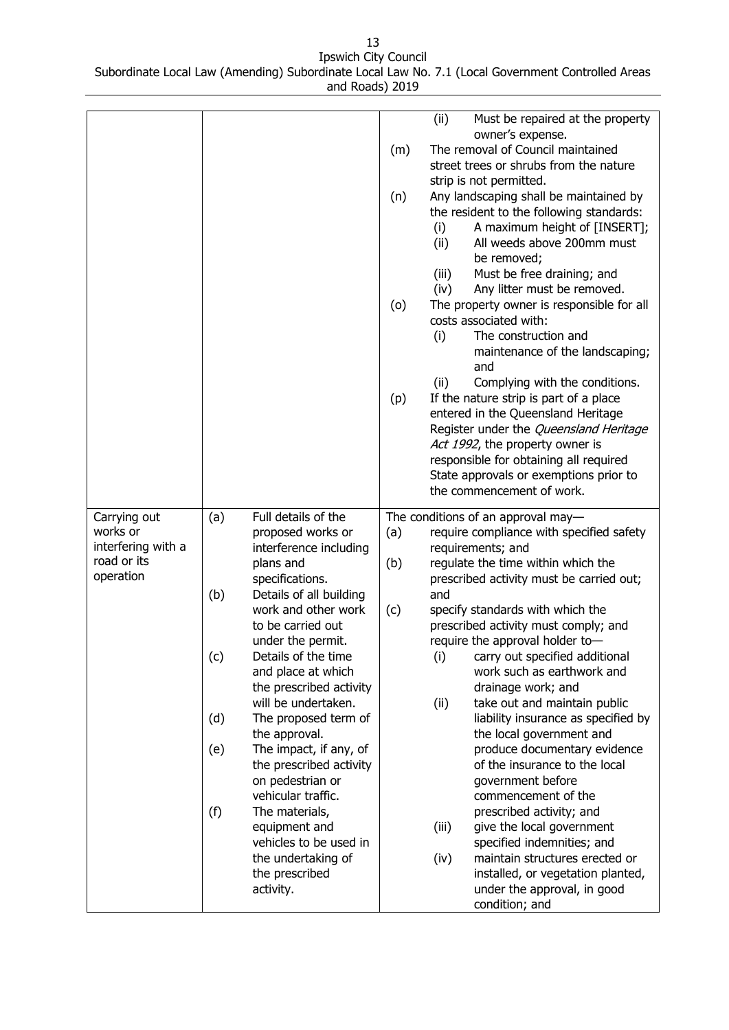| | | |
|---|---|---|
| | | (ii) Must be repaired at the property owner's expense.<br>(m) The removal of Council maintained street trees or shrubs from the nature strip is not permitted.<br>(n) Any landscaping shall be maintained by the resident to the following standards:<br>(i) A maximum height of [INSERT];<br>(ii) All weeds above 200mm must be removed;<br>(iii) Must be free draining; and<br>(iv) Any litter must be removed.<br>(o) The property owner is responsible for all costs associated with:<br>(i) The construction and maintenance of the landscaping; and<br>(ii) Complying with the conditions.<br>(p) If the nature strip is part of a place entered in the Queensland Heritage Register under the *Queensland Heritage Act 1992*, the property owner is responsible for obtaining all required State approvals or exemptions prior to the commencement of work. |
| Carrying out works or interfering with a road or its operation | (a) Full details of the proposed works or interference including plans and specifications.<br>(b) Details of all building work and other work to be carried out under the permit.<br>(c) Details of the time and place at which the prescribed activity will be undertaken.<br>(d) The proposed term of the approval.<br>(e) The impact, if any, of the prescribed activity on pedestrian or vehicular traffic.<br>(f) The materials, equipment and vehicles to be used in the undertaking of the prescribed activity. | The conditions of an approval may—<br>(a) require compliance with specified safety requirements; and<br>(b) regulate the time within which the prescribed activity must be carried out; and<br>(c) specify standards with which the prescribed activity must comply; and require the approval holder to—<br>(i) carry out specified additional work such as earthwork and drainage work; and<br>(ii) take out and maintain public liability insurance as specified by the local government and produce documentary evidence of the insurance to the local government before commencement of the prescribed activity; and<br>(iii) give the local government specified indemnities; and<br>(iv) maintain structures erected or installed, or vegetation planted, under the approval, in good condition; and |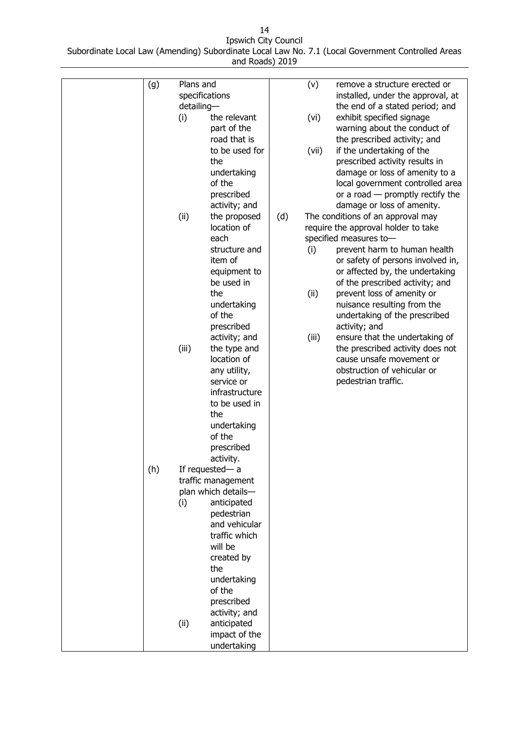| | (g) Plans and specifications detailing—<br>(i) the relevant part of the road that is to be used for the undertaking of the prescribed activity; and<br>(ii) the proposed location of each structure and item of equipment to be used in the undertaking of the prescribed activity; and<br>(iii) the type and location of any utility, service or infrastructure to be used in the undertaking of the prescribed activity.<br>(h) If requested— a traffic management plan which details—<br>(i) anticipated pedestrian and vehicular traffic which will be created by the undertaking of the prescribed activity; and<br>(ii) anticipated impact of the undertaking | (v) remove a structure erected or installed, under the approval, at the end of a stated period; and<br>(vi) exhibit specified signage warning about the conduct of the prescribed activity; and<br>(vii) if the undertaking of the prescribed activity results in damage or loss of amenity to a local government controlled area or a road — promptly rectify the damage or loss of amenity.<br>(d) The conditions of an approval may require the approval holder to take specified measures to—<br>(i) prevent harm to human health or safety of persons involved in, or affected by, the undertaking of the prescribed activity; and<br>(ii) prevent loss of amenity or nuisance resulting from the undertaking of the prescribed activity; and<br>(iii) ensure that the undertaking of the prescribed activity does not cause unsafe movement or obstruction of vehicular or pedestrian traffic. |
|---|---|---|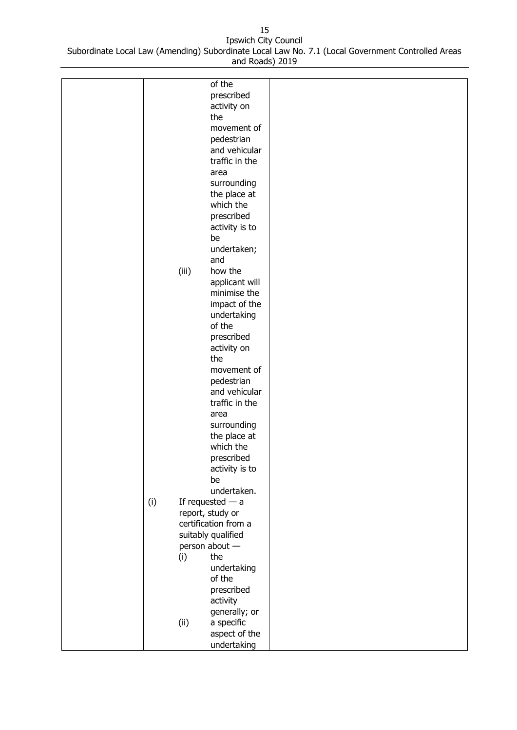| | | |
|---|---|---|
| | of the prescribed activity on the movement of pedestrian and vehicular traffic in the area surrounding the place at which the prescribed activity is to be undertaken; and<br><br>(iii) how the applicant will minimise the impact of the undertaking of the prescribed activity on the movement of pedestrian and vehicular traffic in the area surrounding the place at which the prescribed activity is to be undertaken.<br><br>(i) If requested — a report, study or certification from a suitably qualified person about —<br><br>(i) the undertaking of the prescribed activity generally; or<br><br>(ii) a specific aspect of the undertaking | |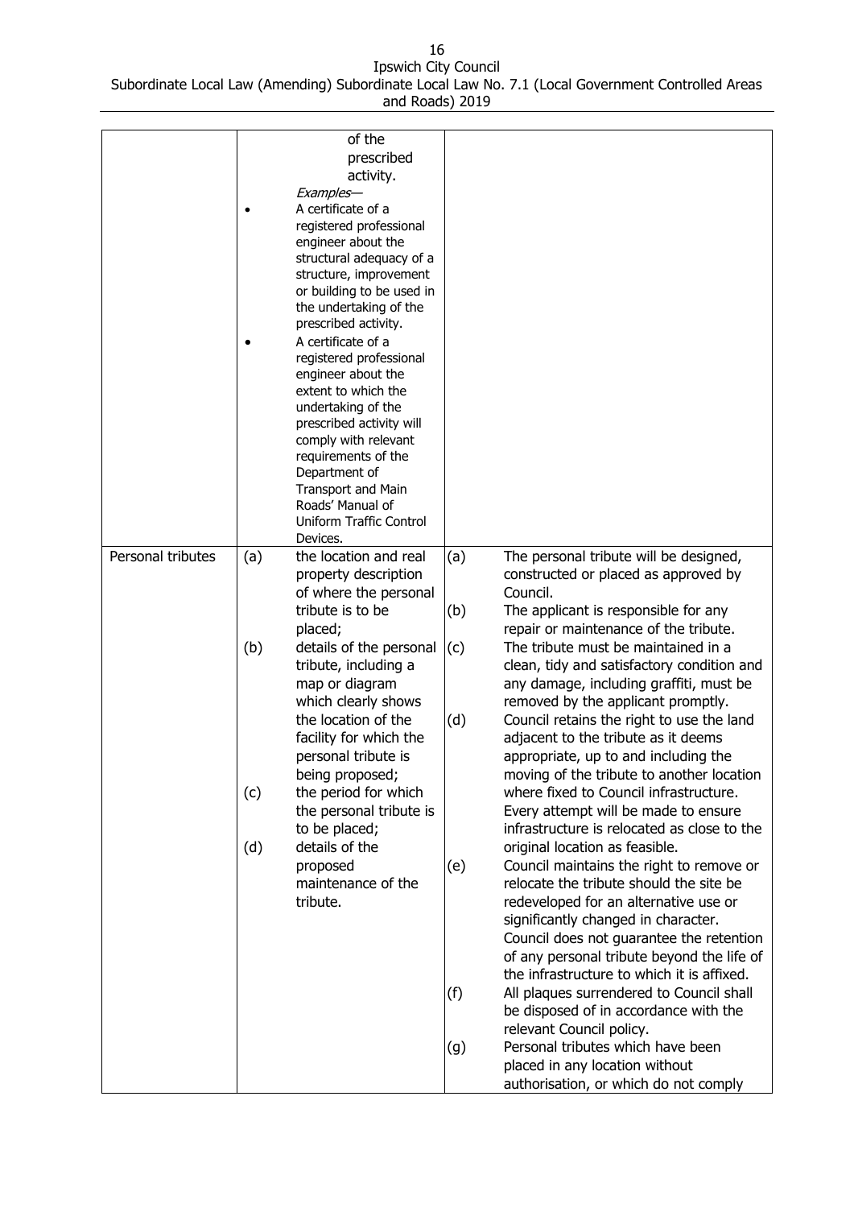| | | |
|---|---|---|
| | of the prescribed activity.<br>*Examples—*<br>• A certificate of a registered professional engineer about the structural adequacy of a structure, improvement or building to be used in the undertaking of the prescribed activity.<br>• A certificate of a registered professional engineer about the extent to which the undertaking of the prescribed activity will comply with relevant requirements of the Department of Transport and Main Roads' Manual of Uniform Traffic Control Devices. | |
| Personal tributes | (a) the location and real property description of where the personal tribute is to be placed;<br>(b) details of the personal tribute, including a map or diagram which clearly shows the location of the facility for which the personal tribute is being proposed;<br>(c) the period for which the personal tribute is to be placed;<br>(d) details of the proposed maintenance of the tribute. | (a) The personal tribute will be designed, constructed or placed as approved by Council.<br>(b) The applicant is responsible for any repair or maintenance of the tribute.<br>(c) The tribute must be maintained in a clean, tidy and satisfactory condition and any damage, including graffiti, must be removed by the applicant promptly.<br>(d) Council retains the right to use the land adjacent to the tribute as it deems appropriate, up to and including the moving of the tribute to another location where fixed to Council infrastructure. Every attempt will be made to ensure infrastructure is relocated as close to the original location as feasible.<br>(e) Council maintains the right to remove or relocate the tribute should the site be redeveloped for an alternative use or significantly changed in character. Council does not guarantee the retention of any personal tribute beyond the life of the infrastructure to which it is affixed.<br>(f) All plaques surrendered to Council shall be disposed of in accordance with the relevant Council policy.<br>(g) Personal tributes which have been placed in any location without authorisation, or which do not comply |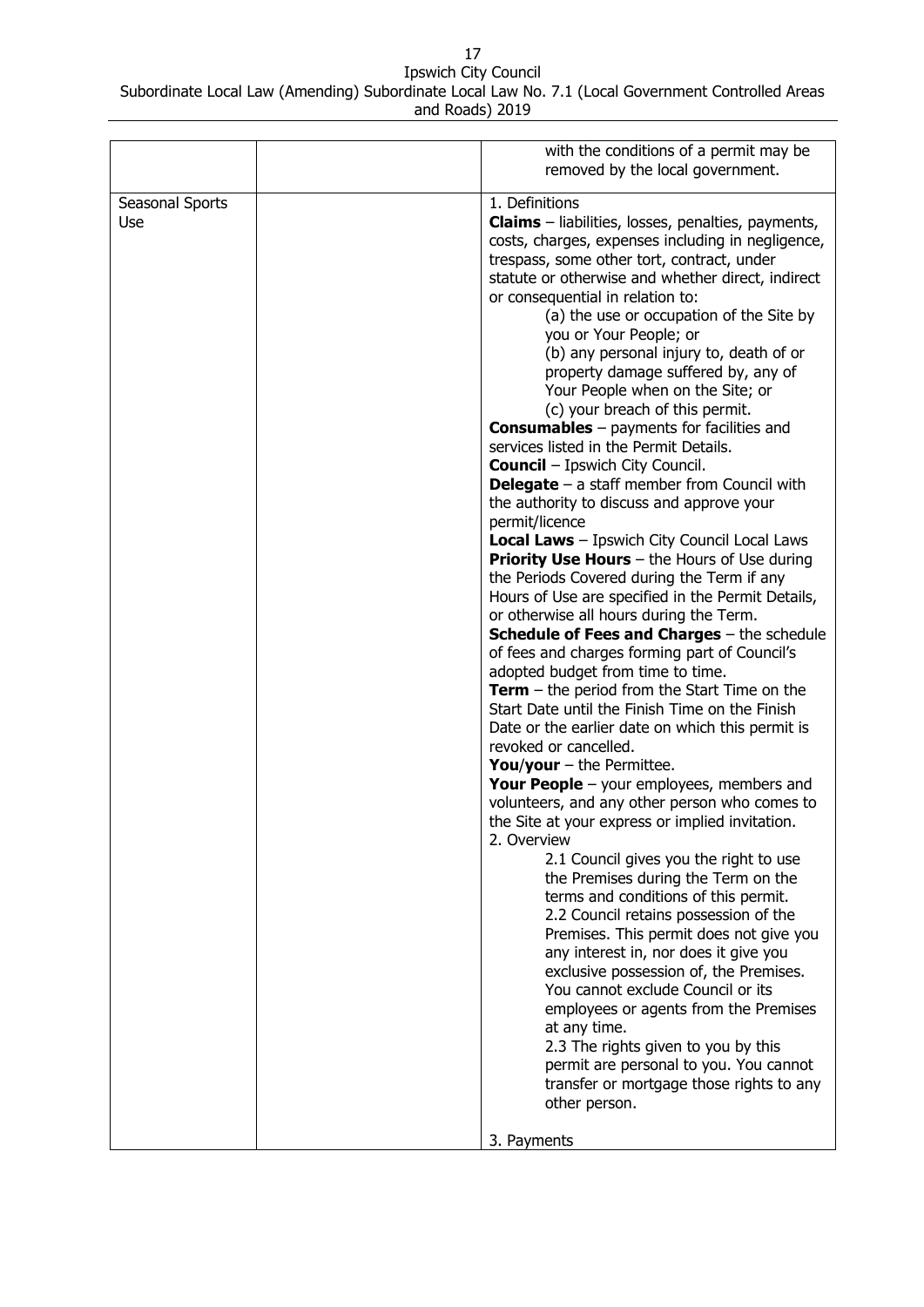| | | |
|---|---|---|
| | | with the conditions of a permit may be removed by the local government. |
| Seasonal Sports Use | | 1. Definitions<br>**Claims** – liabilities, losses, penalties, payments, costs, charges, expenses including in negligence, trespass, some other tort, contract, under statute or otherwise and whether direct, indirect or consequential in relation to:<br>(a) the use or occupation of the Site by you or Your People; or<br>(b) any personal injury to, death of or property damage suffered by, any of Your People when on the Site; or<br>(c) your breach of this permit.<br>**Consumables** – payments for facilities and services listed in the Permit Details.<br>**Council** – Ipswich City Council.<br>**Delegate** – a staff member from Council with the authority to discuss and approve your permit/licence<br>**Local Laws** – Ipswich City Council Local Laws<br>**Priority Use Hours** – the Hours of Use during the Periods Covered during the Term if any Hours of Use are specified in the Permit Details, or otherwise all hours during the Term.<br>**Schedule of Fees and Charges** – the schedule of fees and charges forming part of Council's adopted budget from time to time.<br>**Term** – the period from the Start Time on the Start Date until the Finish Time on the Finish Date or the earlier date on which this permit is revoked or cancelled.<br>**You**/**your** – the Permittee.<br>**Your People** – your employees, members and volunteers, and any other person who comes to the Site at your express or implied invitation.<br>2. Overview<br>2.1 Council gives you the right to use the Premises during the Term on the terms and conditions of this permit.<br>2.2 Council retains possession of the Premises. This permit does not give you any interest in, nor does it give you exclusive possession of, the Premises. You cannot exclude Council or its employees or agents from the Premises at any time.<br>2.3 The rights given to you by this permit are personal to you. You cannot transfer or mortgage those rights to any other person.<br><br>3. Payments |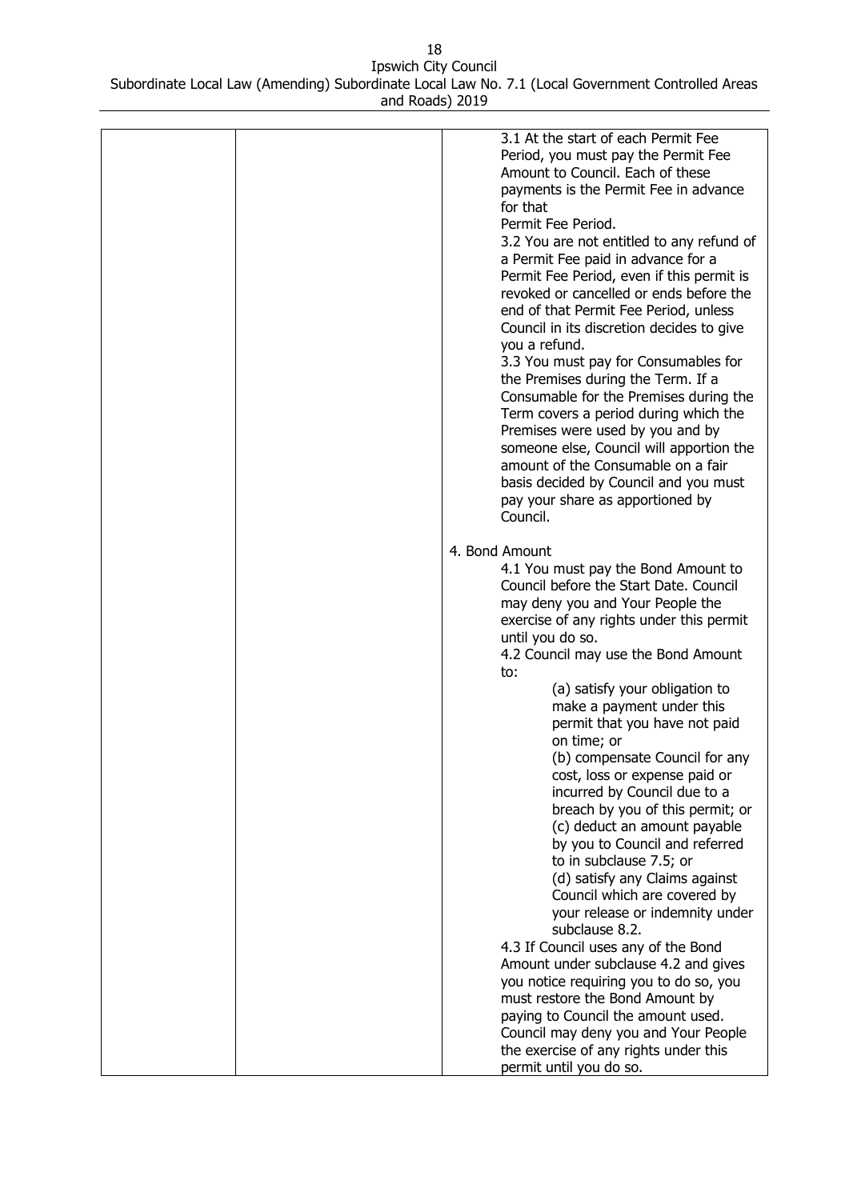| | | 3.1 At the start of each Permit Fee Period, you must pay the Permit Fee Amount to Council. Each of these payments is the Permit Fee in advance for that Permit Fee Period.<br>3.2 You are not entitled to any refund of a Permit Fee paid in advance for a Permit Fee Period, even if this permit is revoked or cancelled or ends before the end of that Permit Fee Period, unless Council in its discretion decides to give you a refund.<br>3.3 You must pay for Consumables for the Premises during the Term. If a Consumable for the Premises during the Term covers a period during which the Premises were used by you and by someone else, Council will apportion the amount of the Consumable on a fair basis decided by Council and you must pay your share as apportioned by Council.<br><br>4. Bond Amount<br>4.1 You must pay the Bond Amount to Council before the Start Date. Council may deny you and Your People the exercise of any rights under this permit until you do so.<br>4.2 Council may use the Bond Amount to:<br>(a) satisfy your obligation to make a payment under this permit that you have not paid on time; or<br>(b) compensate Council for any cost, loss or expense paid or incurred by Council due to a breach by you of this permit; or<br>(c) deduct an amount payable by you to Council and referred to in subclause 7.5; or<br>(d) satisfy any Claims against Council which are covered by your release or indemnity under subclause 8.2.<br>4.3 If Council uses any of the Bond Amount under subclause 4.2 and gives you notice requiring you to do so, you must restore the Bond Amount by paying to Council the amount used. Council may deny you and Your People the exercise of any rights under this permit until you do so. |
|---|---|---|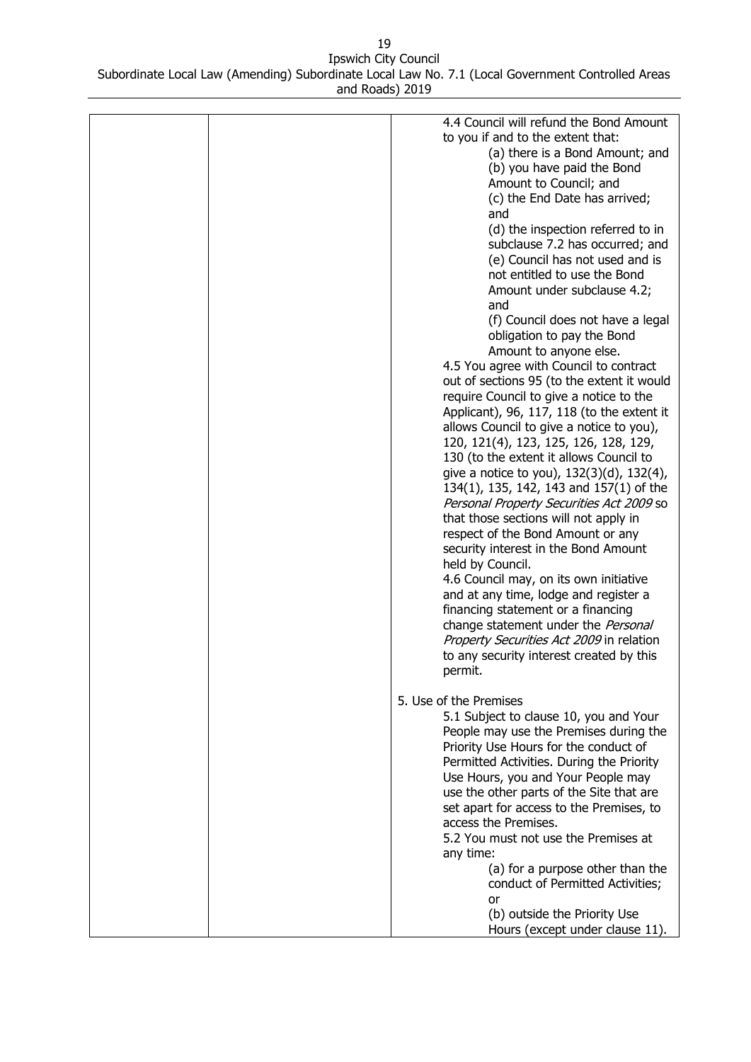| | | 4.4 Council will refund the Bond Amount to you if and to the extent that:<br>(a) there is a Bond Amount; and<br>(b) you have paid the Bond Amount to Council; and<br>(c) the End Date has arrived; and<br>(d) the inspection referred to in subclause 7.2 has occurred; and<br>(e) Council has not used and is not entitled to use the Bond Amount under subclause 4.2; and<br>(f) Council does not have a legal obligation to pay the Bond Amount to anyone else.<br>4.5 You agree with Council to contract out of sections 95 (to the extent it would require Council to give a notice to the Applicant), 96, 117, 118 (to the extent it allows Council to give a notice to you), 120, 121(4), 123, 125, 126, 128, 129, 130 (to the extent it allows Council to give a notice to you), 132(3)(d), 132(4), 134(1), 135, 142, 143 and 157(1) of the *Personal Property Securities Act 2009* so that those sections will not apply in respect of the Bond Amount or any security interest in the Bond Amount held by Council.<br>4.6 Council may, on its own initiative and at any time, lodge and register a financing statement or a financing change statement under the *Personal Property Securities Act 2009* in relation to any security interest created by this permit.<br><br>5. Use of the Premises<br>5.1 Subject to clause 10, you and Your People may use the Premises during the Priority Use Hours for the conduct of Permitted Activities. During the Priority Use Hours, you and Your People may use the other parts of the Site that are set apart for access to the Premises, to access the Premises.<br>5.2 You must not use the Premises at any time:<br>(a) for a purpose other than the conduct of Permitted Activities; or<br>(b) outside the Priority Use Hours (except under clause 11). |
|---|---|---|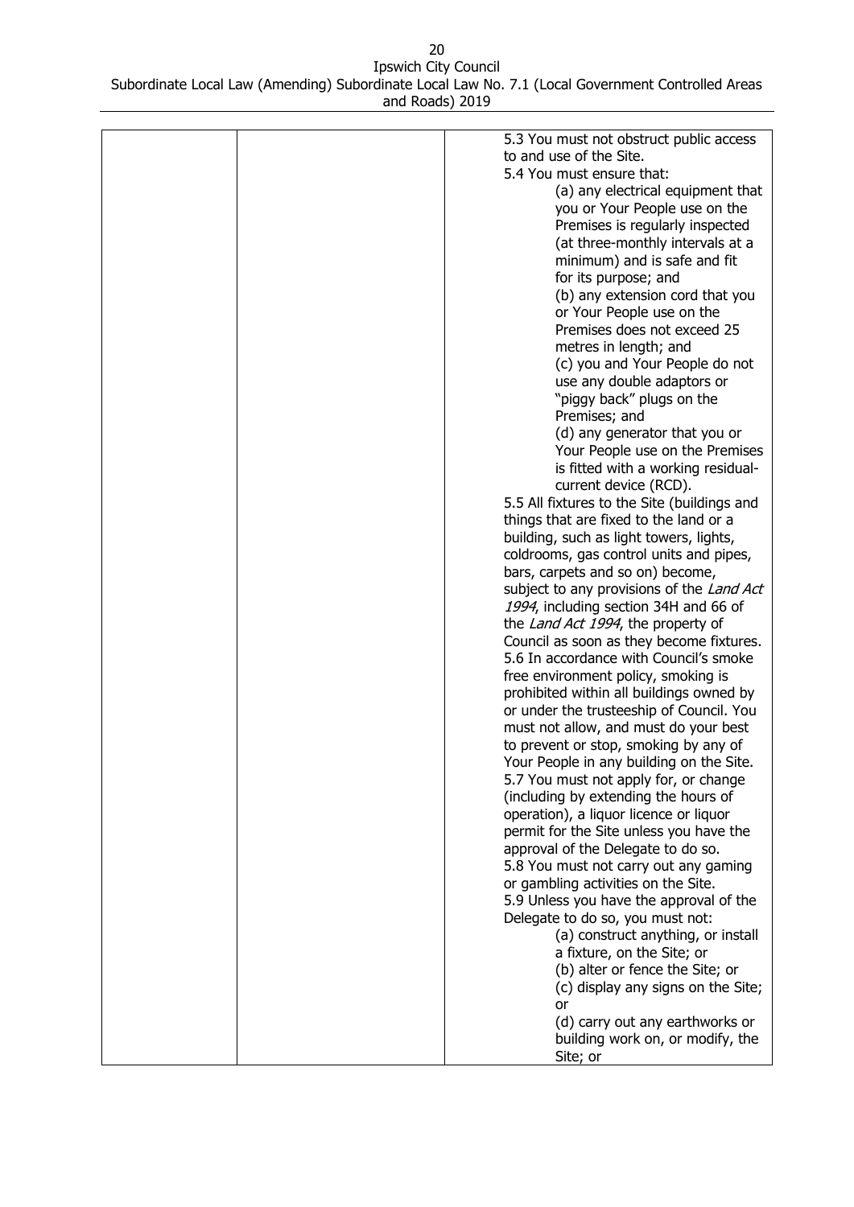| | | 5.3 You must not obstruct public access to and use of the Site.<br>5.4 You must ensure that:<br>(a) any electrical equipment that you or Your People use on the Premises is regularly inspected (at three-monthly intervals at a minimum) and is safe and fit for its purpose; and<br>(b) any extension cord that you or Your People use on the Premises does not exceed 25 metres in length; and<br>(c) you and Your People do not use any double adaptors or "piggy back" plugs on the Premises; and<br>(d) any generator that you or Your People use on the Premises is fitted with a working residual-current device (RCD).<br>5.5 All fixtures to the Site (buildings and things that are fixed to the land or a building, such as light towers, lights, coldrooms, gas control units and pipes, bars, carpets and so on) become, subject to any provisions of the *Land Act 1994*, including section 34H and 66 of the *Land Act 1994*, the property of Council as soon as they become fixtures.<br>5.6 In accordance with Council's smoke free environment policy, smoking is prohibited within all buildings owned by or under the trusteeship of Council. You must not allow, and must do your best to prevent or stop, smoking by any of Your People in any building on the Site.<br>5.7 You must not apply for, or change (including by extending the hours of operation), a liquor licence or liquor permit for the Site unless you have the approval of the Delegate to do so.<br>5.8 You must not carry out any gaming or gambling activities on the Site.<br>5.9 Unless you have the approval of the Delegate to do so, you must not:<br>(a) construct anything, or install a fixture, on the Site; or<br>(b) alter or fence the Site; or<br>(c) display any signs on the Site; or<br>(d) carry out any earthworks or building work on, or modify, the Site; or |
|---|---|---|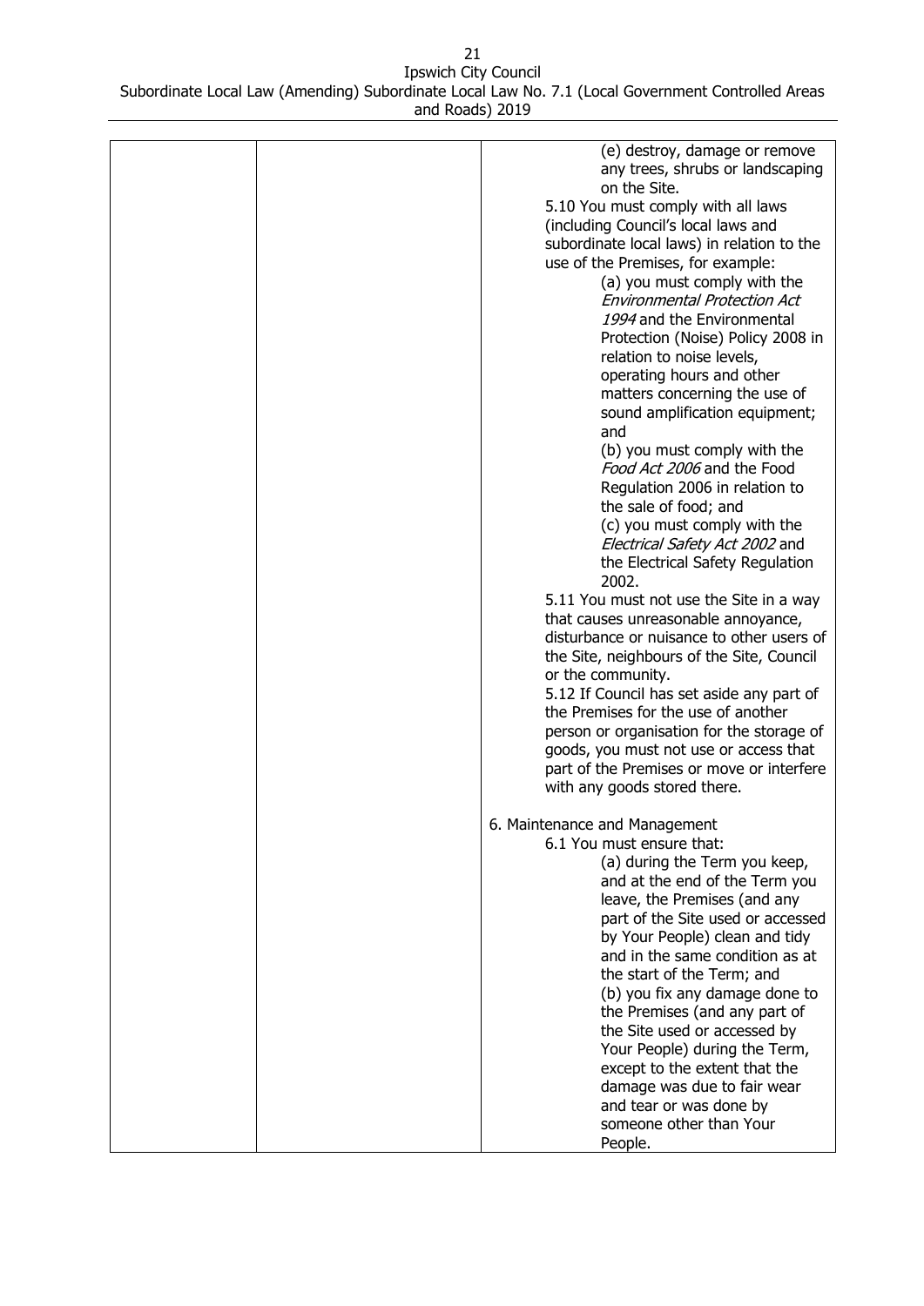| | | (e) destroy, damage or remove any trees, shrubs or landscaping on the Site.<br>5.10 You must comply with all laws (including Council's local laws and subordinate local laws) in relation to the use of the Premises, for example:<br>(a) you must comply with the *Environmental Protection Act 1994* and the Environmental Protection (Noise) Policy 2008 in relation to noise levels, operating hours and other matters concerning the use of sound amplification equipment; and<br>(b) you must comply with the *Food Act 2006* and the Food Regulation 2006 in relation to the sale of food; and<br>(c) you must comply with the *Electrical Safety Act 2002* and the Electrical Safety Regulation 2002.<br>5.11 You must not use the Site in a way that causes unreasonable annoyance, disturbance or nuisance to other users of the Site, neighbours of the Site, Council or the community.<br>5.12 If Council has set aside any part of the Premises for the use of another person or organisation for the storage of goods, you must not use or access that part of the Premises or move or interfere with any goods stored there.<br><br>6. Maintenance and Management<br>6.1 You must ensure that:<br>(a) during the Term you keep, and at the end of the Term you leave, the Premises (and any part of the Site used or accessed by Your People) clean and tidy and in the same condition as at the start of the Term; and<br>(b) you fix any damage done to the Premises (and any part of the Site used or accessed by Your People) during the Term, except to the extent that the damage was due to fair wear and tear or was done by someone other than Your People. |
|---|---|---|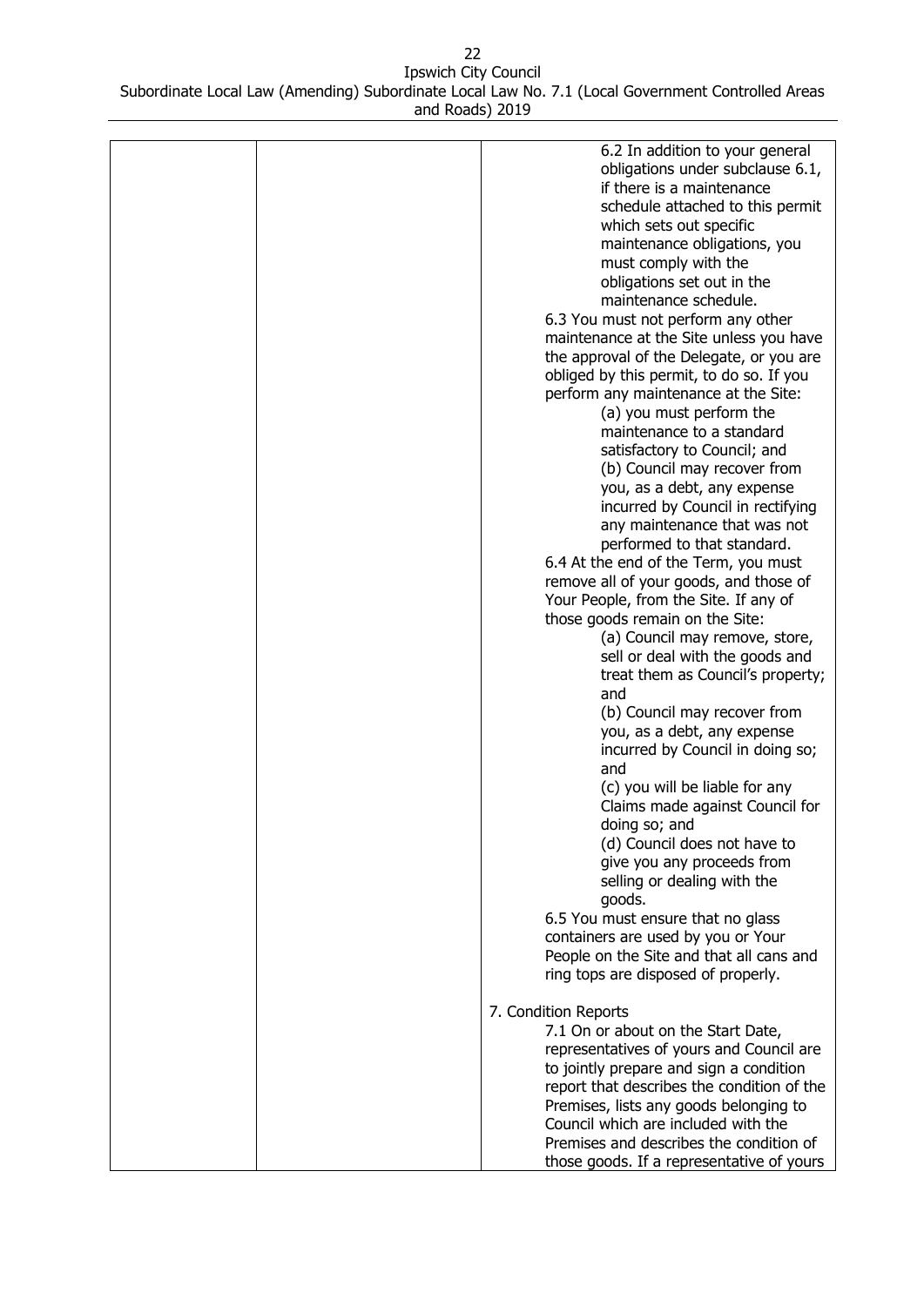| | | 6.2 In addition to your general obligations under subclause 6.1, if there is a maintenance schedule attached to this permit which sets out specific maintenance obligations, you must comply with the obligations set out in the maintenance schedule.<br>6.3 You must not perform any other maintenance at the Site unless you have the approval of the Delegate, or you are obliged by this permit, to do so. If you perform any maintenance at the Site:<br>(a) you must perform the maintenance to a standard satisfactory to Council; and<br>(b) Council may recover from you, as a debt, any expense incurred by Council in rectifying any maintenance that was not performed to that standard.<br>6.4 At the end of the Term, you must remove all of your goods, and those of Your People, from the Site. If any of those goods remain on the Site:<br>(a) Council may remove, store, sell or deal with the goods and treat them as Council's property; and<br>(b) Council may recover from you, as a debt, any expense incurred by Council in doing so; and<br>(c) you will be liable for any Claims made against Council for doing so; and<br>(d) Council does not have to give you any proceeds from selling or dealing with the goods.<br>6.5 You must ensure that no glass containers are used by you or Your People on the Site and that all cans and ring tops are disposed of properly.<br><br>7. Condition Reports<br>7.1 On or about on the Start Date, representatives of yours and Council are to jointly prepare and sign a condition report that describes the condition of the Premises, lists any goods belonging to Council which are included with the Premises and describes the condition of those goods. If a representative of yours |
|---|---|---|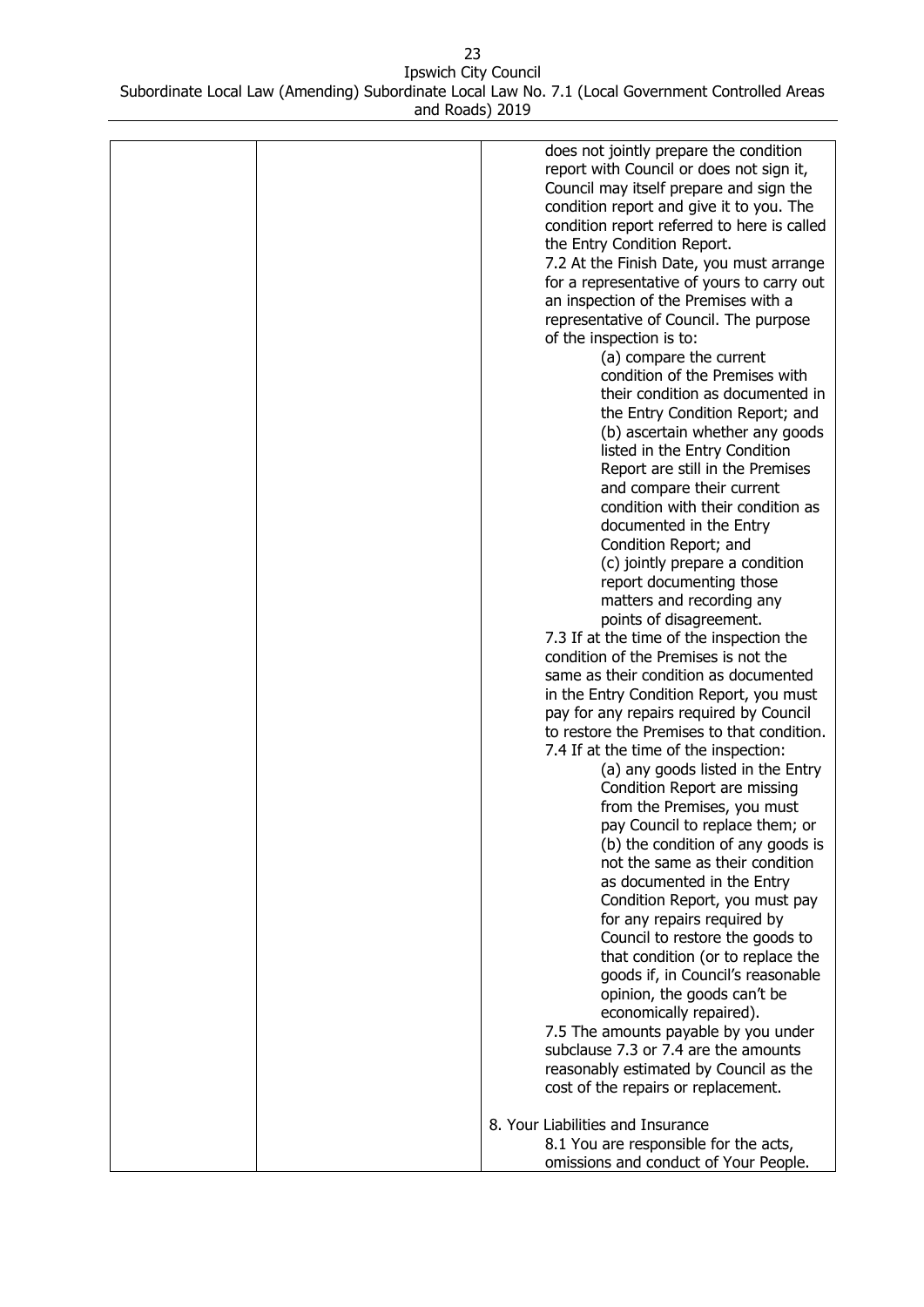| | | does not jointly prepare the condition report with Council or does not sign it, Council may itself prepare and sign the condition report and give it to you. The condition report referred to here is called the Entry Condition Report.<br>7.2 At the Finish Date, you must arrange for a representative of yours to carry out an inspection of the Premises with a representative of Council. The purpose of the inspection is to:<br>(a) compare the current condition of the Premises with their condition as documented in the Entry Condition Report; and<br>(b) ascertain whether any goods listed in the Entry Condition Report are still in the Premises and compare their current condition with their condition as documented in the Entry Condition Report; and<br>(c) jointly prepare a condition report documenting those matters and recording any points of disagreement.<br>7.3 If at the time of the inspection the condition of the Premises is not the same as their condition as documented in the Entry Condition Report, you must pay for any repairs required by Council to restore the Premises to that condition.<br>7.4 If at the time of the inspection:<br>(a) any goods listed in the Entry Condition Report are missing from the Premises, you must pay Council to replace them; or<br>(b) the condition of any goods is not the same as their condition as documented in the Entry Condition Report, you must pay for any repairs required by Council to restore the goods to that condition (or to replace the goods if, in Council's reasonable opinion, the goods can't be economically repaired).<br>7.5 The amounts payable by you under subclause 7.3 or 7.4 are the amounts reasonably estimated by Council as the cost of the repairs or replacement.<br><br>8. Your Liabilities and Insurance<br>8.1 You are responsible for the acts, omissions and conduct of Your People. |
|---|---|---|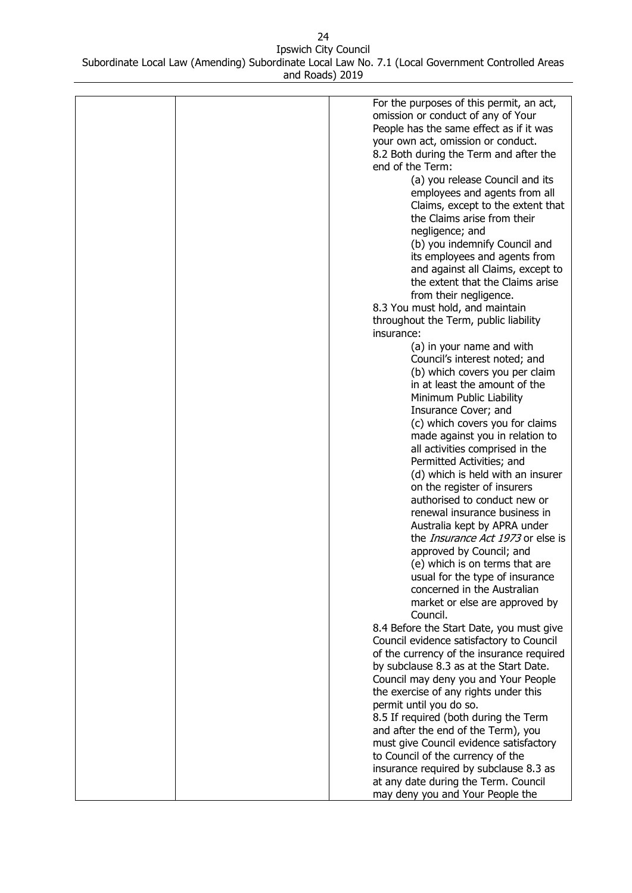| | | For the purposes of this permit, an act, omission or conduct of any of Your People has the same effect as if it was your own act, omission or conduct.<br>8.2 Both during the Term and after the end of the Term:<br>(a) you release Council and its employees and agents from all Claims, except to the extent that the Claims arise from their negligence; and<br>(b) you indemnify Council and its employees and agents from and against all Claims, except to the extent that the Claims arise from their negligence.<br>8.3 You must hold, and maintain throughout the Term, public liability insurance:<br>(a) in your name and with Council's interest noted; and<br>(b) which covers you per claim in at least the amount of the Minimum Public Liability Insurance Cover; and<br>(c) which covers you for claims made against you in relation to all activities comprised in the Permitted Activities; and<br>(d) which is held with an insurer on the register of insurers authorised to conduct new or renewal insurance business in Australia kept by APRA under the *Insurance Act 1973* or else is approved by Council; and<br>(e) which is on terms that are usual for the type of insurance concerned in the Australian market or else are approved by Council.<br>8.4 Before the Start Date, you must give Council evidence satisfactory to Council of the currency of the insurance required by subclause 8.3 as at the Start Date. Council may deny you and Your People the exercise of any rights under this permit until you do so.<br>8.5 If required (both during the Term and after the end of the Term), you must give Council evidence satisfactory to Council of the currency of the insurance required by subclause 8.3 as at any date during the Term. Council may deny you and Your People the |
|---|---|---|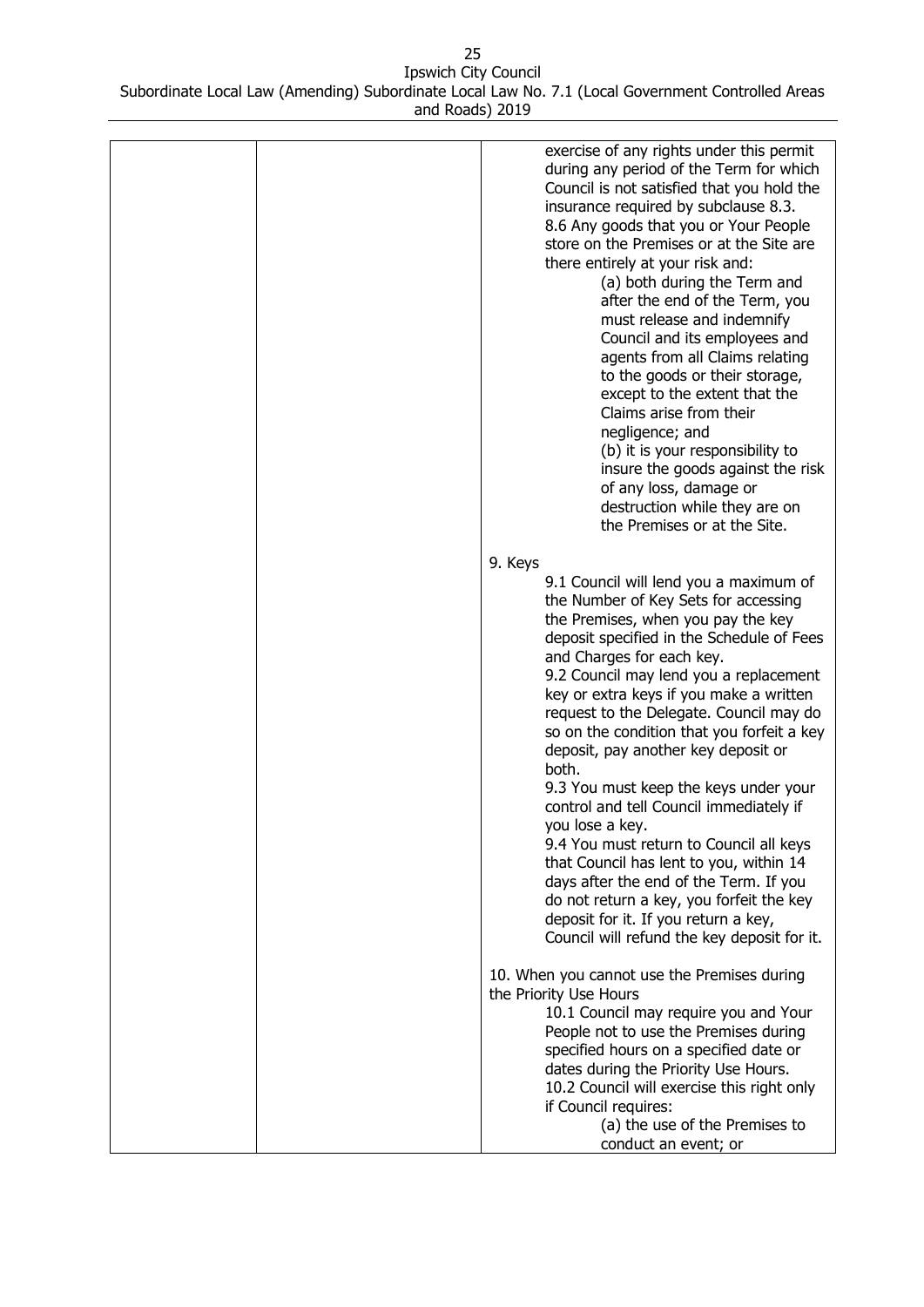| | | exercise of any rights under this permit during any period of the Term for which Council is not satisfied that you hold the insurance required by subclause 8.3.<br>8.6 Any goods that you or Your People store on the Premises or at the Site are there entirely at your risk and:<br>(a) both during the Term and after the end of the Term, you must release and indemnify Council and its employees and agents from all Claims relating to the goods or their storage, except to the extent that the Claims arise from their negligence; and<br>(b) it is your responsibility to insure the goods against the risk of any loss, damage or destruction while they are on the Premises or at the Site.<br><br>9. Keys<br>9.1 Council will lend you a maximum of the Number of Key Sets for accessing the Premises, when you pay the key deposit specified in the Schedule of Fees and Charges for each key.<br>9.2 Council may lend you a replacement key or extra keys if you make a written request to the Delegate. Council may do so on the condition that you forfeit a key deposit, pay another key deposit or both.<br>9.3 You must keep the keys under your control and tell Council immediately if you lose a key.<br>9.4 You must return to Council all keys that Council has lent to you, within 14 days after the end of the Term. If you do not return a key, you forfeit the key deposit for it. If you return a key, Council will refund the key deposit for it.<br><br>10. When you cannot use the Premises during the Priority Use Hours<br>10.1 Council may require you and Your People not to use the Premises during specified hours on a specified date or dates during the Priority Use Hours.<br>10.2 Council will exercise this right only if Council requires:<br>(a) the use of the Premises to conduct an event; or |
|---|---|---|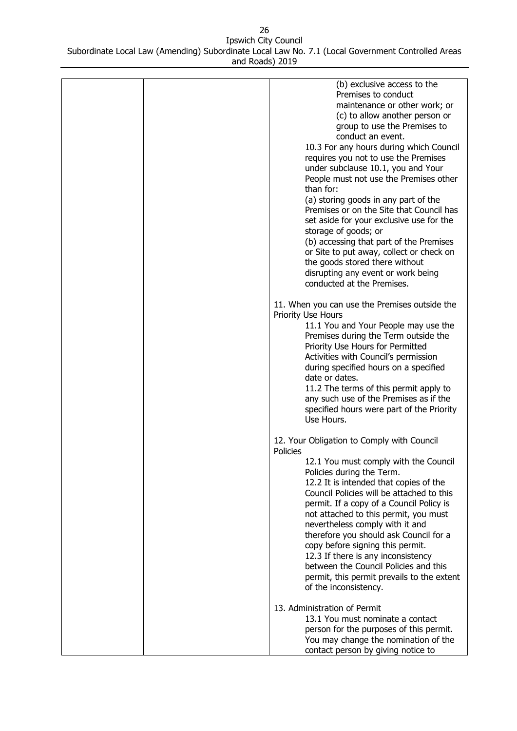| | | (b) exclusive access to the Premises to conduct maintenance or other work; or<br>(c) to allow another person or group to use the Premises to conduct an event.<br>10.3 For any hours during which Council requires you not to use the Premises under subclause 10.1, you and Your People must not use the Premises other than for:<br>(a) storing goods in any part of the Premises or on the Site that Council has set aside for your exclusive use for the storage of goods; or<br>(b) accessing that part of the Premises or Site to put away, collect or check on the goods stored there without disrupting any event or work being conducted at the Premises.<br><br>11. When you can use the Premises outside the Priority Use Hours<br>11.1 You and Your People may use the Premises during the Term outside the Priority Use Hours for Permitted Activities with Council's permission during specified hours on a specified date or dates.<br>11.2 The terms of this permit apply to any such use of the Premises as if the specified hours were part of the Priority Use Hours.<br><br>12. Your Obligation to Comply with Council Policies<br>12.1 You must comply with the Council Policies during the Term.<br>12.2 It is intended that copies of the Council Policies will be attached to this permit. If a copy of a Council Policy is not attached to this permit, you must nevertheless comply with it and therefore you should ask Council for a copy before signing this permit.<br>12.3 If there is any inconsistency between the Council Policies and this permit, this permit prevails to the extent of the inconsistency.<br><br>13. Administration of Permit<br>13.1 You must nominate a contact person for the purposes of this permit. You may change the nomination of the contact person by giving notice to |
|---|---|---|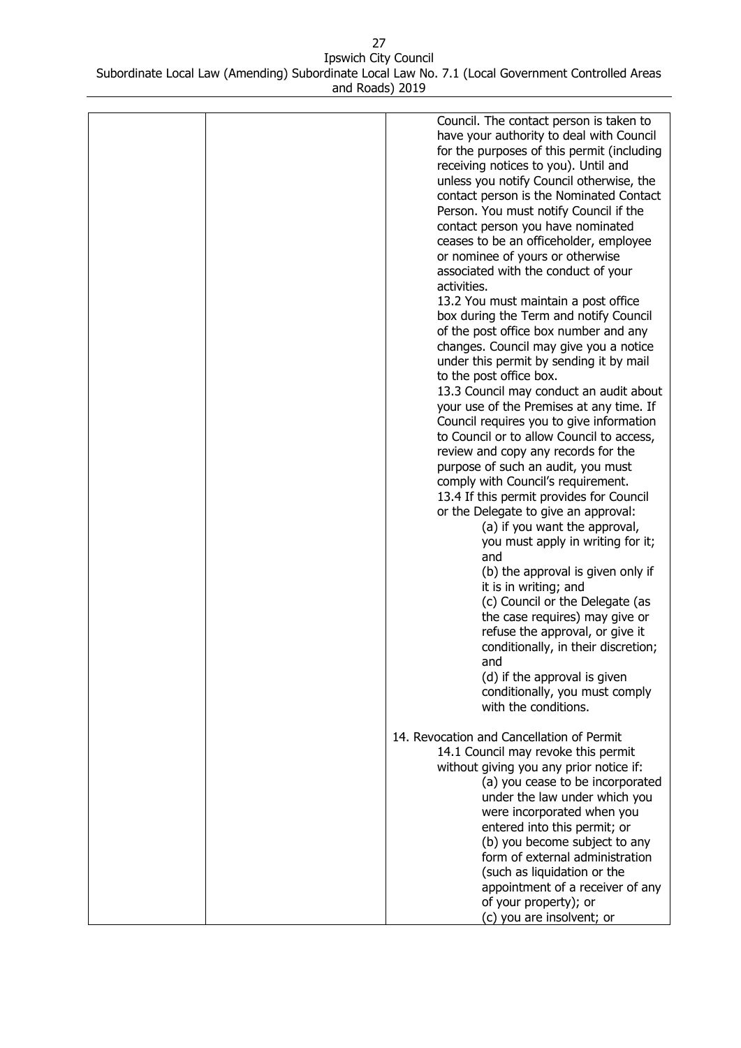| | | Council. The contact person is taken to have your authority to deal with Council for the purposes of this permit (including receiving notices to you). Until and unless you notify Council otherwise, the contact person is the Nominated Contact Person. You must notify Council if the contact person you have nominated ceases to be an officeholder, employee or nominee of yours or otherwise associated with the conduct of your activities.<br>13.2 You must maintain a post office box during the Term and notify Council of the post office box number and any changes. Council may give you a notice under this permit by sending it by mail to the post office box.<br>13.3 Council may conduct an audit about your use of the Premises at any time. If Council requires you to give information to Council or to allow Council to access, review and copy any records for the purpose of such an audit, you must comply with Council's requirement.<br>13.4 If this permit provides for Council or the Delegate to give an approval:<br>(a) if you want the approval, you must apply in writing for it; and<br>(b) the approval is given only if it is in writing; and<br>(c) Council or the Delegate (as the case requires) may give or refuse the approval, or give it conditionally, in their discretion; and<br>(d) if the approval is given conditionally, you must comply with the conditions.<br><br>14. Revocation and Cancellation of Permit<br>14.1 Council may revoke this permit without giving you any prior notice if:<br>(a) you cease to be incorporated under the law under which you were incorporated when you entered into this permit; or<br>(b) you become subject to any form of external administration (such as liquidation or the appointment of a receiver of any of your property); or<br>(c) you are insolvent; or |
|---|---|---|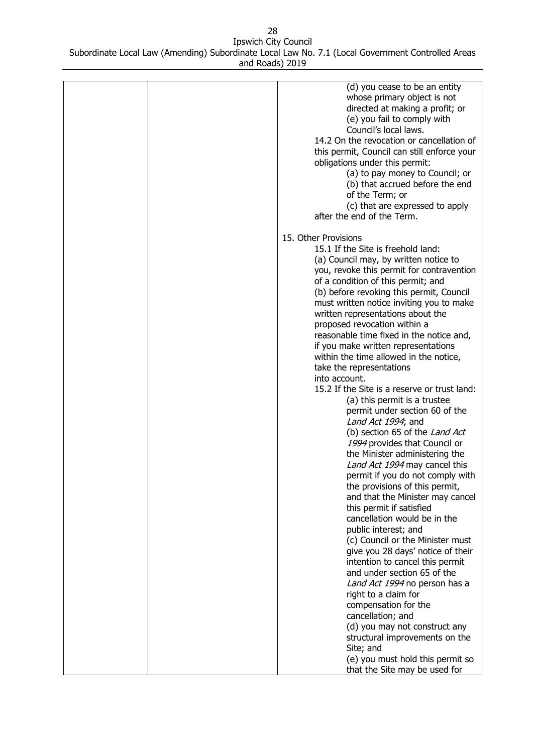| | | (d) you cease to be an entity whose primary object is not directed at making a profit; or<br>(e) you fail to comply with Council's local laws.<br>14.2 On the revocation or cancellation of this permit, Council can still enforce your obligations under this permit:<br>(a) to pay money to Council; or<br>(b) that accrued before the end of the Term; or<br>(c) that are expressed to apply after the end of the Term.<br><br>15. Other Provisions<br>15.1 If the Site is freehold land:<br>(a) Council may, by written notice to you, revoke this permit for contravention of a condition of this permit; and<br>(b) before revoking this permit, Council must written notice inviting you to make written representations about the proposed revocation within a reasonable time fixed in the notice and, if you make written representations within the time allowed in the notice, take the representations into account.<br>15.2 If the Site is a reserve or trust land:<br>(a) this permit is a trustee permit under section 60 of the *Land Act 1994*; and<br>(b) section 65 of the *Land Act 1994* provides that Council or the Minister administering the *Land Act 1994* may cancel this permit if you do not comply with the provisions of this permit, and that the Minister may cancel this permit if satisfied cancellation would be in the public interest; and<br>(c) Council or the Minister must give you 28 days' notice of their intention to cancel this permit and under section 65 of the *Land Act 1994* no person has a right to a claim for compensation for the cancellation; and<br>(d) you may not construct any structural improvements on the Site; and<br>(e) you must hold this permit so that the Site may be used for |
|---|---|---|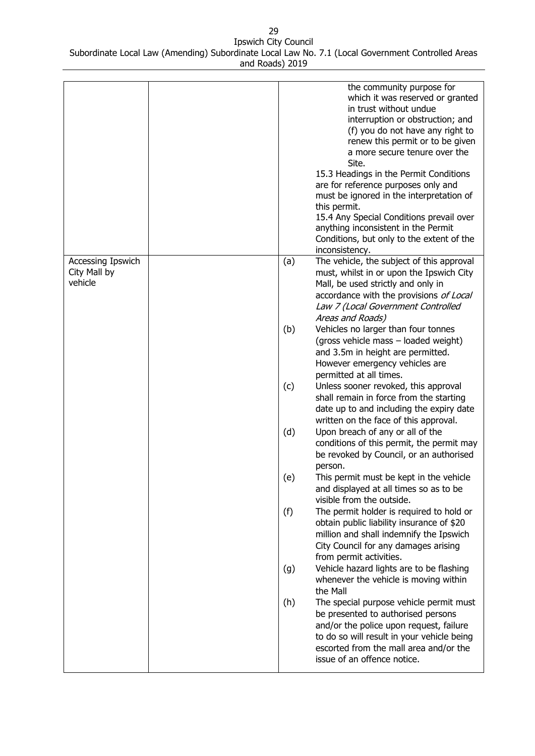| | | |
|---|---|---|
| | | the community purpose for which it was reserved or granted in trust without undue interruption or obstruction; and<br>(f) you do not have any right to renew this permit or to be given a more secure tenure over the Site.<br>15.3 Headings in the Permit Conditions are for reference purposes only and must be ignored in the interpretation of this permit.<br>15.4 Any Special Conditions prevail over anything inconsistent in the Permit Conditions, but only to the extent of the inconsistency. |
| Accessing Ipswich City Mall by vehicle | | (a) The vehicle, the subject of this approval must, whilst in or upon the Ipswich City Mall, be used strictly and only in accordance with the provisions *of Local Law 7 (Local Government Controlled Areas and Roads)*<br>(b) Vehicles no larger than four tonnes (gross vehicle mass – loaded weight) and 3.5m in height are permitted. However emergency vehicles are permitted at all times.<br>(c) Unless sooner revoked, this approval shall remain in force from the starting date up to and including the expiry date written on the face of this approval.<br>(d) Upon breach of any or all of the conditions of this permit, the permit may be revoked by Council, or an authorised person.<br>(e) This permit must be kept in the vehicle and displayed at all times so as to be visible from the outside.<br>(f) The permit holder is required to hold or obtain public liability insurance of $20 million and shall indemnify the Ipswich City Council for any damages arising from permit activities.<br>(g) Vehicle hazard lights are to be flashing whenever the vehicle is moving within the Mall<br>(h) The special purpose vehicle permit must be presented to authorised persons and/or the police upon request, failure to do so will result in your vehicle being escorted from the mall area and/or the issue of an offence notice. |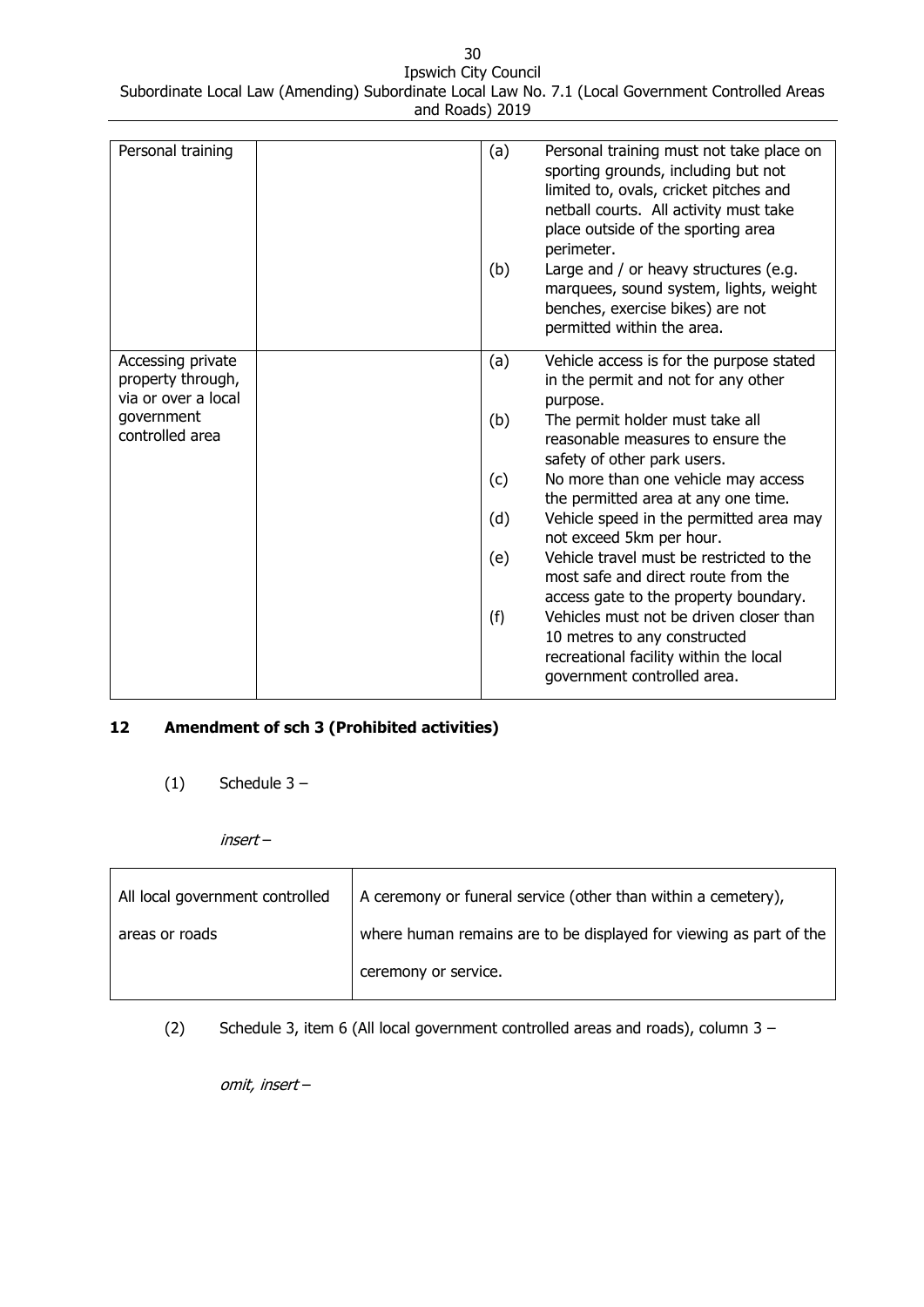| Personal training | | (a) Personal training must not take place on sporting grounds, including but not limited to, ovals, cricket pitches and netball courts. All activity must take place outside of the sporting area perimeter. (b) Large and / or heavy structures (e.g. marquees, sound system, lights, weight benches, exercise bikes) are not permitted within the area. |
|---|---|---|
| Accessing private property through, via or over a local government controlled area | | (a) Vehicle access is for the purpose stated in the permit and not for any other purpose. (b) The permit holder must take all reasonable measures to ensure the safety of other park users. (c) No more than one vehicle may access the permitted area at any one time. (d) Vehicle speed in the permitted area may not exceed 5km per hour. (e) Vehicle travel must be restricted to the most safe and direct route from the access gate to the property boundary. (f) Vehicles must not be driven closer than 10 metres to any constructed recreational facility within the local government controlled area. |

**12 Amendment of sch 3 (Prohibited activities)**

(1) Schedule 3 –

*insert* –

| All local government controlled areas or roads | A ceremony or funeral service (other than within a cemetery), where human remains are to be displayed for viewing as part of the ceremony or service. |
|---|---|

(2) Schedule 3, item 6 (All local government controlled areas and roads), column 3 –

*omit, insert* –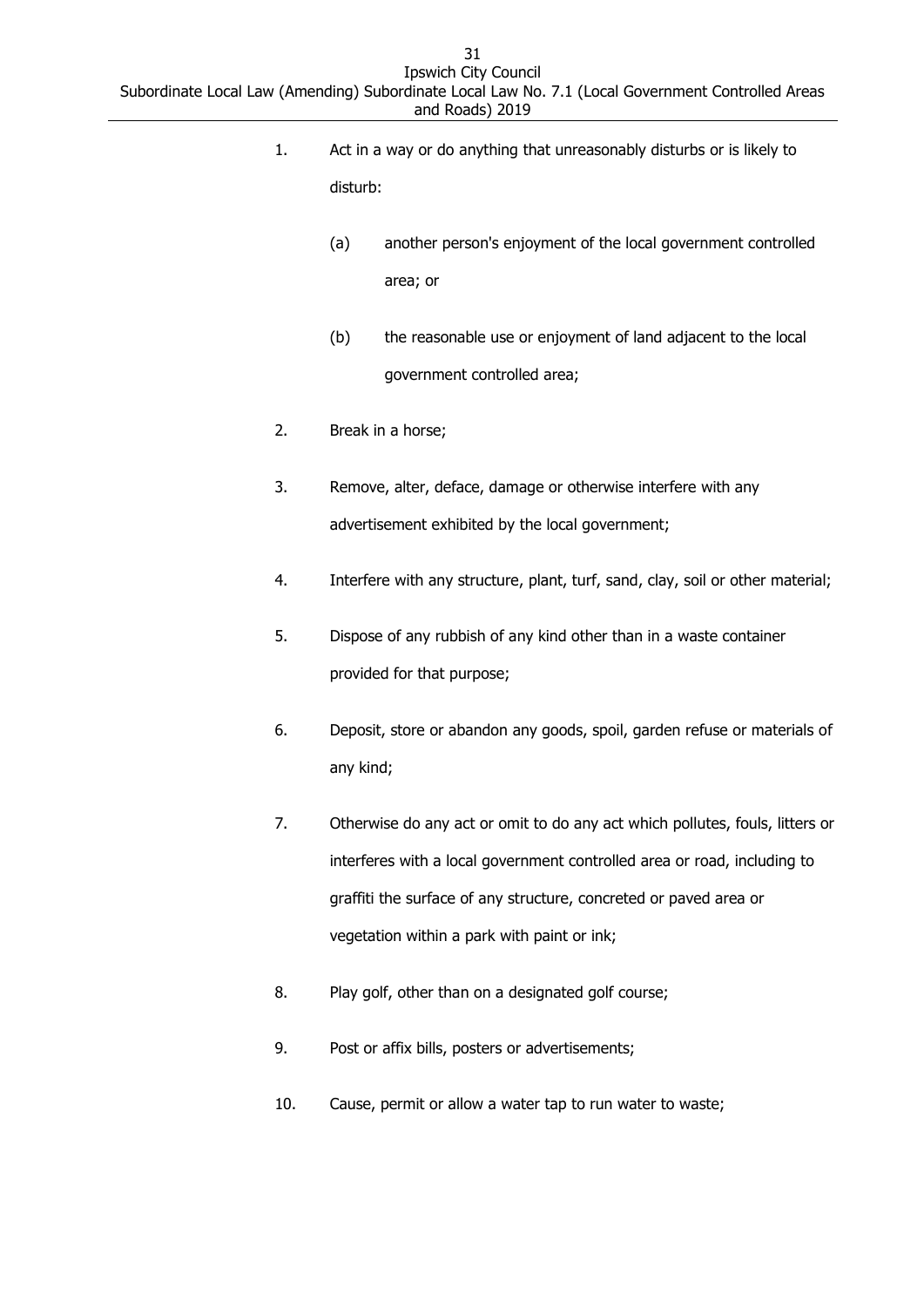1. Act in a way or do anything that unreasonably disturbs or is likely to disturb:

    (a) another person's enjoyment of the local government controlled area; or

    (b) the reasonable use or enjoyment of land adjacent to the local government controlled area;

2. Break in a horse;

3. Remove, alter, deface, damage or otherwise interfere with any advertisement exhibited by the local government;

4. Interfere with any structure, plant, turf, sand, clay, soil or other material;

5. Dispose of any rubbish of any kind other than in a waste container provided for that purpose;

6. Deposit, store or abandon any goods, spoil, garden refuse or materials of any kind;

7. Otherwise do any act or omit to do any act which pollutes, fouls, litters or interferes with a local government controlled area or road, including to graffiti the surface of any structure, concreted or paved area or vegetation within a park with paint or ink;

8. Play golf, other than on a designated golf course;

9. Post or affix bills, posters or advertisements;

10. Cause, permit or allow a water tap to run water to waste;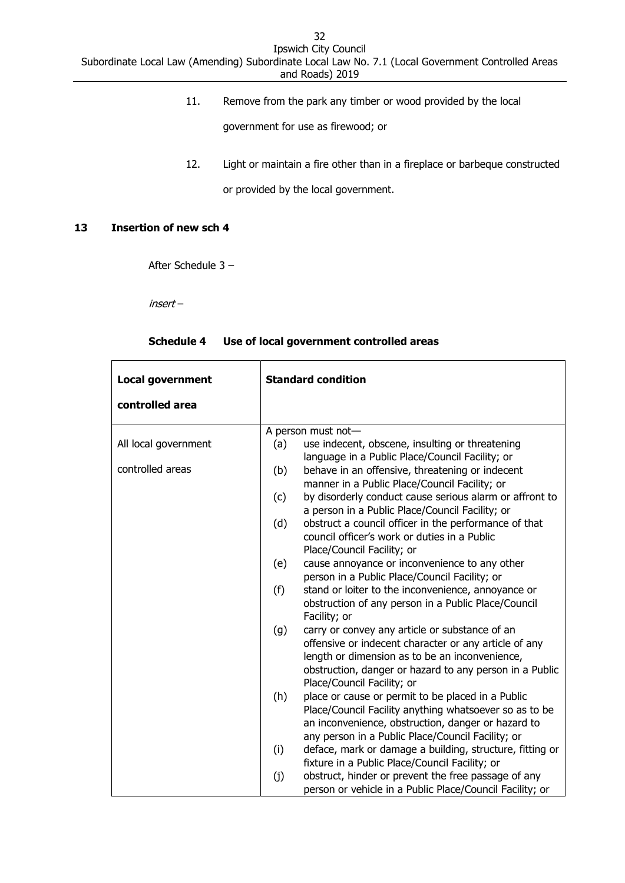11. Remove from the park any timber or wood provided by the local government for use as firewood; or

12. Light or maintain a fire other than in a fireplace or barbeque constructed or provided by the local government.

## 13 Insertion of new sch 4

After Schedule 3 –

*insert* –

### Schedule 4 Use of local government controlled areas

| Local government controlled area | Standard condition |
|---|---|
| All local government controlled areas | A person must not—<br>(a) use indecent, obscene, insulting or threatening language in a Public Place/Council Facility; or<br>(b) behave in an offensive, threatening or indecent manner in a Public Place/Council Facility; or<br>(c) by disorderly conduct cause serious alarm or affront to a person in a Public Place/Council Facility; or<br>(d) obstruct a council officer in the performance of that council officer's work or duties in a Public Place/Council Facility; or<br>(e) cause annoyance or inconvenience to any other person in a Public Place/Council Facility; or<br>(f) stand or loiter to the inconvenience, annoyance or obstruction of any person in a Public Place/Council Facility; or<br>(g) carry or convey any article or substance of an offensive or indecent character or any article of any length or dimension as to be an inconvenience, obstruction, danger or hazard to any person in a Public Place/Council Facility; or<br>(h) place or cause or permit to be placed in a Public Place/Council Facility anything whatsoever so as to be an inconvenience, obstruction, danger or hazard to any person in a Public Place/Council Facility; or<br>(i) deface, mark or damage a building, structure, fitting or fixture in a Public Place/Council Facility; or<br>(j) obstruct, hinder or prevent the free passage of any person or vehicle in a Public Place/Council Facility; or |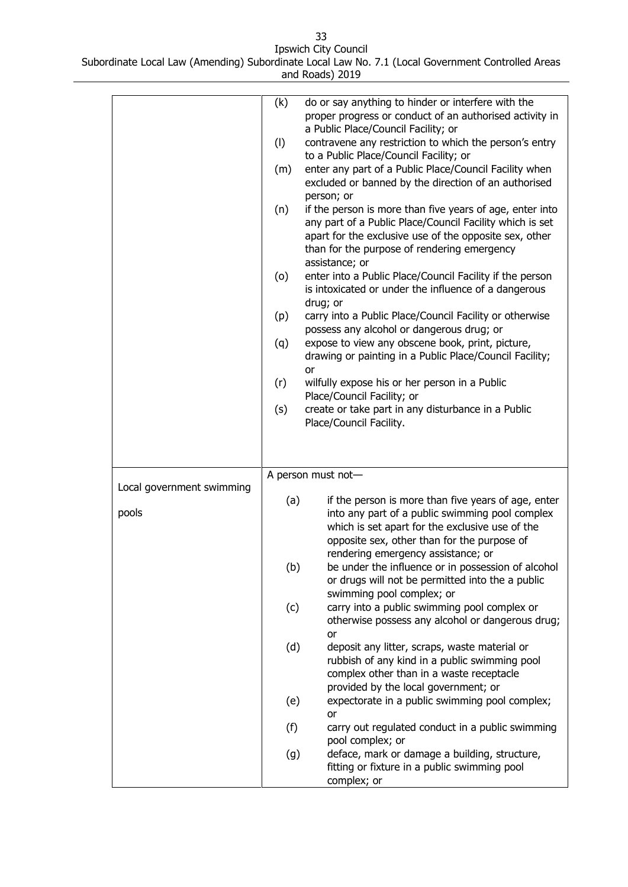| | |
|---|---|
| | (k) do or say anything to hinder or interfere with the proper progress or conduct of an authorised activity in a Public Place/Council Facility; or<br>(l) contravene any restriction to which the person's entry to a Public Place/Council Facility; or<br>(m) enter any part of a Public Place/Council Facility when excluded or banned by the direction of an authorised person; or<br>(n) if the person is more than five years of age, enter into any part of a Public Place/Council Facility which is set apart for the exclusive use of the opposite sex, other than for the purpose of rendering emergency assistance; or<br>(o) enter into a Public Place/Council Facility if the person is intoxicated or under the influence of a dangerous drug; or<br>(p) carry into a Public Place/Council Facility or otherwise possess any alcohol or dangerous drug; or<br>(q) expose to view any obscene book, print, picture, drawing or painting in a Public Place/Council Facility; or<br>(r) wilfully expose his or her person in a Public Place/Council Facility; or<br>(s) create or take part in any disturbance in a Public Place/Council Facility. |
| Local government swimming pools | A person must not—<br>(a) if the person is more than five years of age, enter into any part of a public swimming pool complex which is set apart for the exclusive use of the opposite sex, other than for the purpose of rendering emergency assistance; or<br>(b) be under the influence or in possession of alcohol or drugs will not be permitted into the a public swimming pool complex; or<br>(c) carry into a public swimming pool complex or otherwise possess any alcohol or dangerous drug; or<br>(d) deposit any litter, scraps, waste material or rubbish of any kind in a public swimming pool complex other than in a waste receptacle provided by the local government; or<br>(e) expectorate in a public swimming pool complex; or<br>(f) carry out regulated conduct in a public swimming pool complex; or<br>(g) deface, mark or damage a building, structure, fitting or fixture in a public swimming pool complex; or |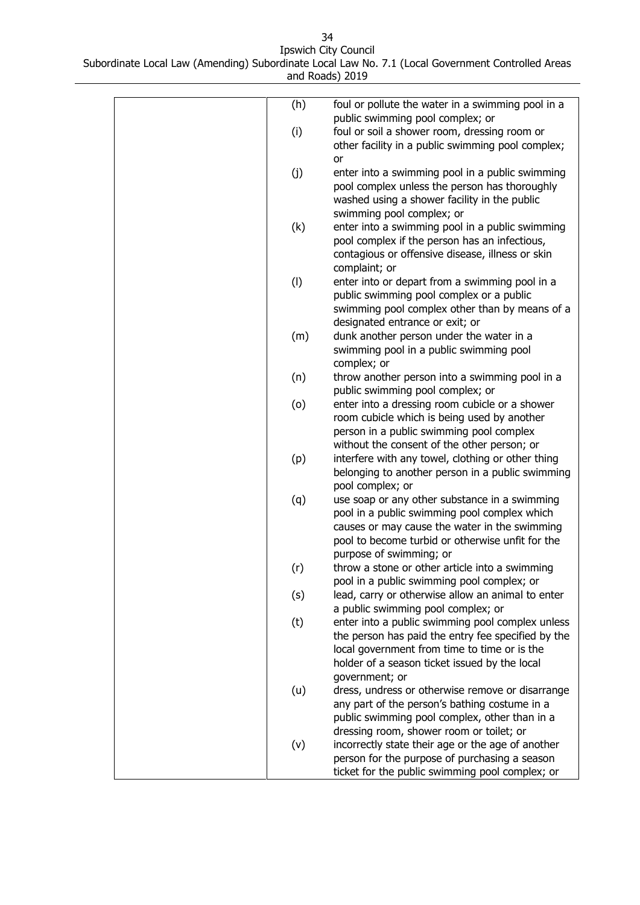| | |
|---|---|
| | (h) foul or pollute the water in a swimming pool in a public swimming pool complex; or<br>(i) foul or soil a shower room, dressing room or other facility in a public swimming pool complex; or<br>(j) enter into a swimming pool in a public swimming pool complex unless the person has thoroughly washed using a shower facility in the public swimming pool complex; or<br>(k) enter into a swimming pool in a public swimming pool complex if the person has an infectious, contagious or offensive disease, illness or skin complaint; or<br>(l) enter into or depart from a swimming pool in a public swimming pool complex or a public swimming pool complex other than by means of a designated entrance or exit; or<br>(m) dunk another person under the water in a swimming pool in a public swimming pool complex; or<br>(n) throw another person into a swimming pool in a public swimming pool complex; or<br>(o) enter into a dressing room cubicle or a shower room cubicle which is being used by another person in a public swimming pool complex without the consent of the other person; or<br>(p) interfere with any towel, clothing or other thing belonging to another person in a public swimming pool complex; or<br>(q) use soap or any other substance in a swimming pool in a public swimming pool complex which causes or may cause the water in the swimming pool to become turbid or otherwise unfit for the purpose of swimming; or<br>(r) throw a stone or other article into a swimming pool in a public swimming pool complex; or<br>(s) lead, carry or otherwise allow an animal to enter a public swimming pool complex; or<br>(t) enter into a public swimming pool complex unless the person has paid the entry fee specified by the local government from time to time or is the holder of a season ticket issued by the local government; or<br>(u) dress, undress or otherwise remove or disarrange any part of the person's bathing costume in a public swimming pool complex, other than in a dressing room, shower room or toilet; or<br>(v) incorrectly state their age or the age of another person for the purpose of purchasing a season ticket for the public swimming pool complex; or |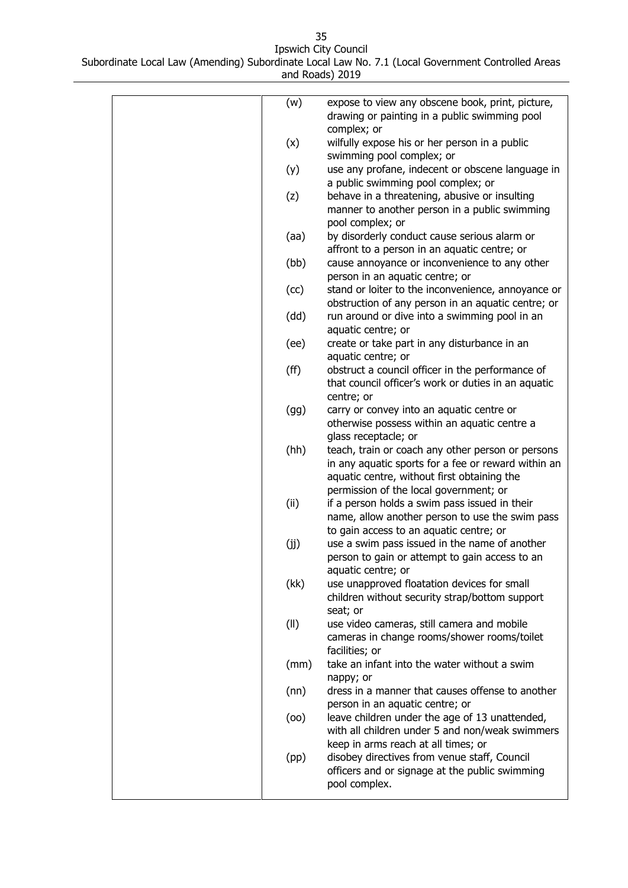| | |
|---|---|
| | (w) expose to view any obscene book, print, picture, drawing or painting in a public swimming pool complex; or<br>(x) wilfully expose his or her person in a public swimming pool complex; or<br>(y) use any profane, indecent or obscene language in a public swimming pool complex; or<br>(z) behave in a threatening, abusive or insulting manner to another person in a public swimming pool complex; or<br>(aa) by disorderly conduct cause serious alarm or affront to a person in an aquatic centre; or<br>(bb) cause annoyance or inconvenience to any other person in an aquatic centre; or<br>(cc) stand or loiter to the inconvenience, annoyance or obstruction of any person in an aquatic centre; or<br>(dd) run around or dive into a swimming pool in an aquatic centre; or<br>(ee) create or take part in any disturbance in an aquatic centre; or<br>(ff) obstruct a council officer in the performance of that council officer's work or duties in an aquatic centre; or<br>(gg) carry or convey into an aquatic centre or otherwise possess within an aquatic centre a glass receptacle; or<br>(hh) teach, train or coach any other person or persons in any aquatic sports for a fee or reward within an aquatic centre, without first obtaining the permission of the local government; or<br>(ii) if a person holds a swim pass issued in their name, allow another person to use the swim pass to gain access to an aquatic centre; or<br>(jj) use a swim pass issued in the name of another person to gain or attempt to gain access to an aquatic centre; or<br>(kk) use unapproved floatation devices for small children without security strap/bottom support seat; or<br>(ll) use video cameras, still camera and mobile cameras in change rooms/shower rooms/toilet facilities; or<br>(mm) take an infant into the water without a swim nappy; or<br>(nn) dress in a manner that causes offense to another person in an aquatic centre; or<br>(oo) leave children under the age of 13 unattended, with all children under 5 and non/weak swimmers keep in arms reach at all times; or<br>(pp) disobey directives from venue staff, Council officers and or signage at the public swimming pool complex. |